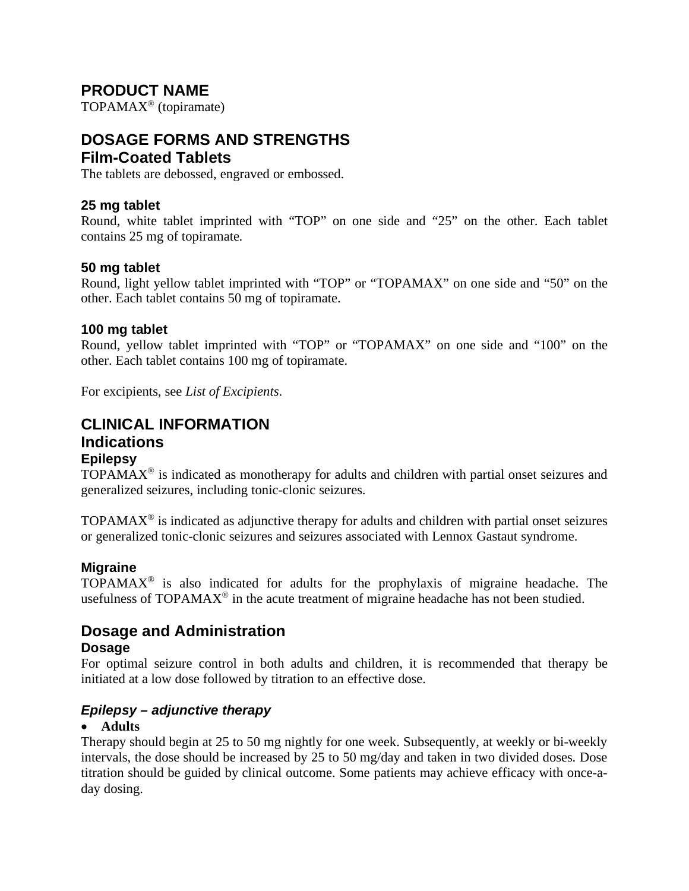## PRODUCT NAME

TOPAMAX® (topiramate)

## DOSAGE FORMS AND STRENGTHS

### Film-Coated Tablets

The tablets are debossed, engraved or embossed.

#### 25 mg tablet

Round, white tablet imprinted with “TOP” on one side and “25” on the other. Each tablet contains 25 mg of topiramate.

#### 50 mg tablet

Round, light yellow tablet imprinted with “TOP” or “TOPAMAX” on one side and “50” on the other. Each tablet contains 50 mg of topiramate.

#### 100 mg tablet

Round, yellow tablet imprinted with “TOP” or “TOPAMAX” on one side and “100” on the other. Each tablet contains 100 mg of topiramate.

For excipients, see *List of Excipients*.

## CLINICAL INFORMATION

### Indications

#### Epilepsy

TOPAMAX® is indicated as monotherapy for adults and children with partial onset seizures and generalized seizures, including tonic-clonic seizures.

TOPAMAX® is indicated as adjunctive therapy for adults and children with partial onset seizures or generalized tonic-clonic seizures and seizures associated with Lennox Gastaut syndrome.

#### Migraine

TOPAMAX® is also indicated for adults for the prophylaxis of migraine headache. The usefulness of TOPAMAX® in the acute treatment of migraine headache has not been studied.

### Dosage and Administration

#### Dosage

For optimal seizure control in both adults and children, it is recommended that therapy be initiated at a low dose followed by titration to an effective dose.

#### *Epilepsy – adjunctive therapy*

- **Adults**

Therapy should begin at 25 to 50 mg nightly for one week. Subsequently, at weekly or bi-weekly intervals, the dose should be increased by 25 to 50 mg/day and taken in two divided doses. Dose titration should be guided by clinical outcome. Some patients may achieve efficacy with once-a-day dosing.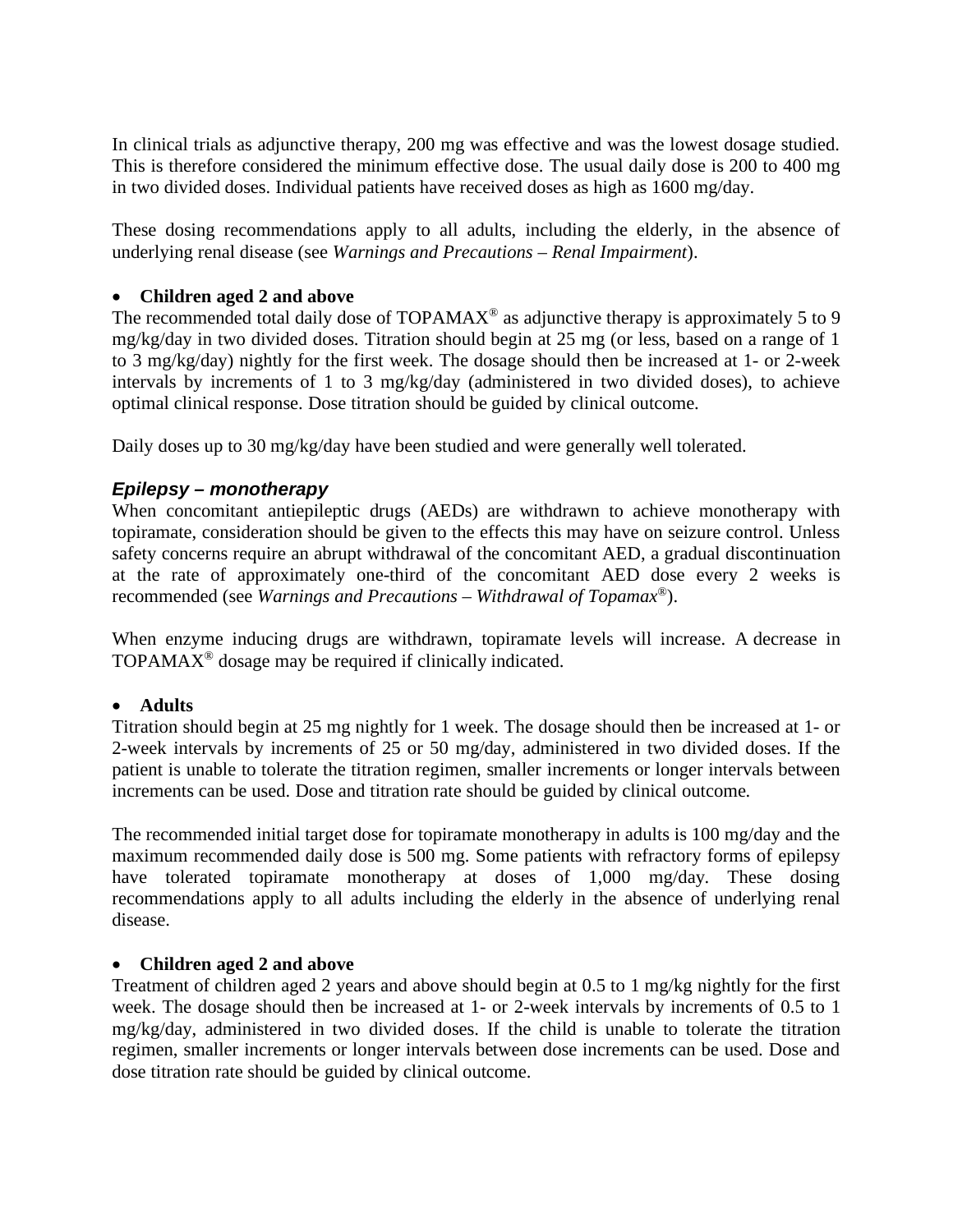In clinical trials as adjunctive therapy, 200 mg was effective and was the lowest dosage studied. This is therefore considered the minimum effective dose. The usual daily dose is 200 to 400 mg in two divided doses. Individual patients have received doses as high as 1600 mg/day.

These dosing recommendations apply to all adults, including the elderly, in the absence of underlying renal disease (see *Warnings and Precautions – Renal Impairment*).

- **Children aged 2 and above**

The recommended total daily dose of TOPAMAX® as adjunctive therapy is approximately 5 to 9 mg/kg/day in two divided doses. Titration should begin at 25 mg (or less, based on a range of 1 to 3 mg/kg/day) nightly for the first week. The dosage should then be increased at 1- or 2-week intervals by increments of 1 to 3 mg/kg/day (administered in two divided doses), to achieve optimal clinical response. Dose titration should be guided by clinical outcome.

Daily doses up to 30 mg/kg/day have been studied and were generally well tolerated.

### *Epilepsy – monotherapy*

When concomitant antiepileptic drugs (AEDs) are withdrawn to achieve monotherapy with topiramate, consideration should be given to the effects this may have on seizure control. Unless safety concerns require an abrupt withdrawal of the concomitant AED, a gradual discontinuation at the rate of approximately one-third of the concomitant AED dose every 2 weeks is recommended (see *Warnings and Precautions – Withdrawal of Topamax®*).

When enzyme inducing drugs are withdrawn, topiramate levels will increase. A decrease in TOPAMAX® dosage may be required if clinically indicated.

- **Adults**

Titration should begin at 25 mg nightly for 1 week. The dosage should then be increased at 1- or 2-week intervals by increments of 25 or 50 mg/day, administered in two divided doses. If the patient is unable to tolerate the titration regimen, smaller increments or longer intervals between increments can be used. Dose and titration rate should be guided by clinical outcome.

The recommended initial target dose for topiramate monotherapy in adults is 100 mg/day and the maximum recommended daily dose is 500 mg. Some patients with refractory forms of epilepsy have tolerated topiramate monotherapy at doses of 1,000 mg/day. These dosing recommendations apply to all adults including the elderly in the absence of underlying renal disease.

- **Children aged 2 and above**

Treatment of children aged 2 years and above should begin at 0.5 to 1 mg/kg nightly for the first week. The dosage should then be increased at 1- or 2-week intervals by increments of 0.5 to 1 mg/kg/day, administered in two divided doses. If the child is unable to tolerate the titration regimen, smaller increments or longer intervals between dose increments can be used. Dose and dose titration rate should be guided by clinical outcome.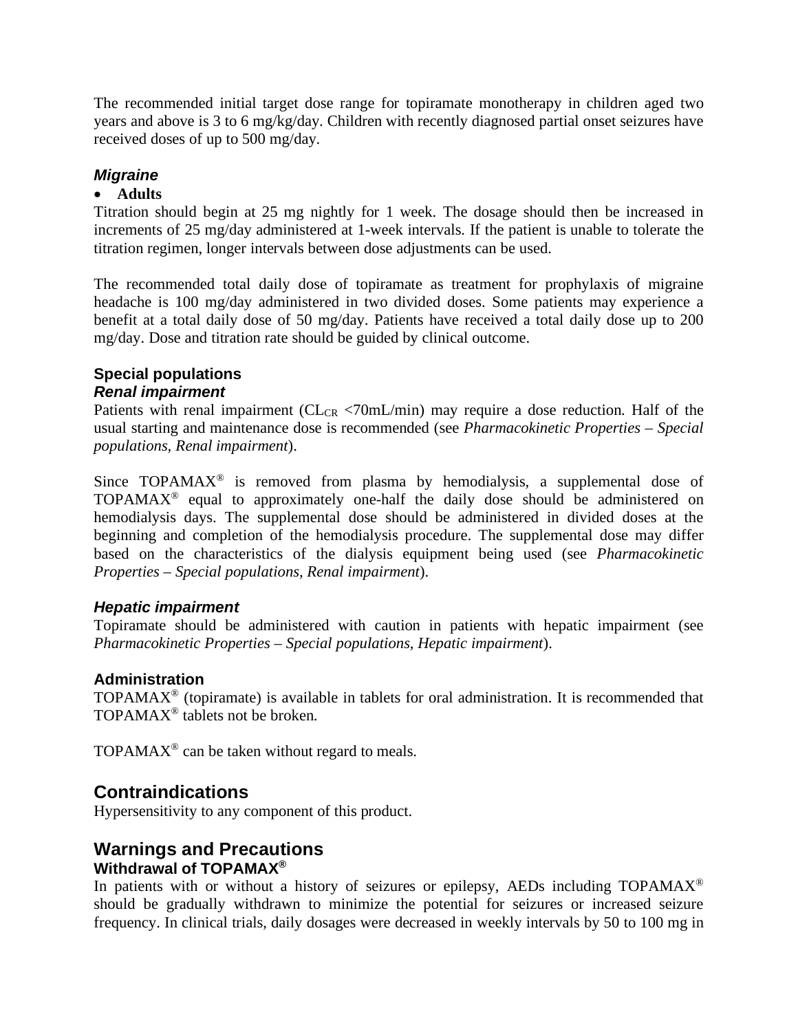The recommended initial target dose range for topiramate monotherapy in children aged two years and above is 3 to 6 mg/kg/day. Children with recently diagnosed partial onset seizures have received doses of up to 500 mg/day.

### *Migraine*

- **Adults**

Titration should begin at 25 mg nightly for 1 week. The dosage should then be increased in increments of 25 mg/day administered at 1-week intervals. If the patient is unable to tolerate the titration regimen, longer intervals between dose adjustments can be used.

The recommended total daily dose of topiramate as treatment for prophylaxis of migraine headache is 100 mg/day administered in two divided doses. Some patients may experience a benefit at a total daily dose of 50 mg/day. Patients have received a total daily dose up to 200 mg/day. Dose and titration rate should be guided by clinical outcome.

## Special populations

### *Renal impairment*

Patients with renal impairment ($CL_{CR}$ <70mL/min) may require a dose reduction. Half of the usual starting and maintenance dose is recommended (see *Pharmacokinetic Properties – Special populations, Renal impairment*).

Since TOPAMAX® is removed from plasma by hemodialysis, a supplemental dose of TOPAMAX® equal to approximately one-half the daily dose should be administered on hemodialysis days. The supplemental dose should be administered in divided doses at the beginning and completion of the hemodialysis procedure. The supplemental dose may differ based on the characteristics of the dialysis equipment being used (see *Pharmacokinetic Properties – Special populations, Renal impairment*).

### *Hepatic impairment*

Topiramate should be administered with caution in patients with hepatic impairment (see *Pharmacokinetic Properties – Special populations, Hepatic impairment*).

## Administration

TOPAMAX® (topiramate) is available in tablets for oral administration. It is recommended that TOPAMAX® tablets not be broken.

TOPAMAX® can be taken without regard to meals.

# Contraindications

Hypersensitivity to any component of this product.

# Warnings and Precautions

## Withdrawal of TOPAMAX®

In patients with or without a history of seizures or epilepsy, AEDs including TOPAMAX® should be gradually withdrawn to minimize the potential for seizures or increased seizure frequency. In clinical trials, daily dosages were decreased in weekly intervals by 50 to 100 mg in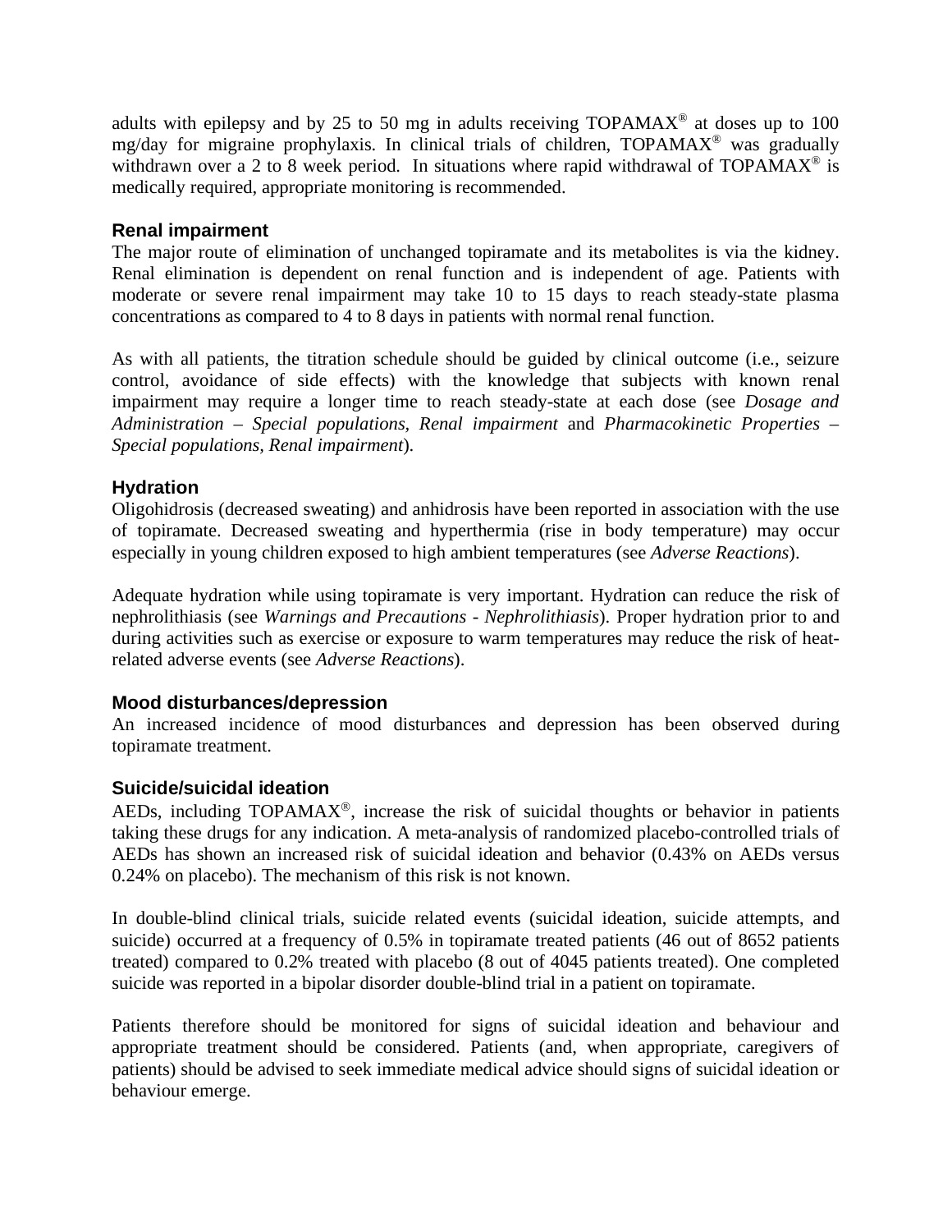adults with epilepsy and by 25 to 50 mg in adults receiving TOPAMAX® at doses up to 100 mg/day for migraine prophylaxis. In clinical trials of children, TOPAMAX® was gradually withdrawn over a 2 to 8 week period. In situations where rapid withdrawal of TOPAMAX® is medically required, appropriate monitoring is recommended.

### Renal impairment

The major route of elimination of unchanged topiramate and its metabolites is via the kidney. Renal elimination is dependent on renal function and is independent of age. Patients with moderate or severe renal impairment may take 10 to 15 days to reach steady-state plasma concentrations as compared to 4 to 8 days in patients with normal renal function.

As with all patients, the titration schedule should be guided by clinical outcome (i.e., seizure control, avoidance of side effects) with the knowledge that subjects with known renal impairment may require a longer time to reach steady-state at each dose (see *Dosage and Administration – Special populations, Renal impairment* and *Pharmacokinetic Properties – Special populations, Renal impairment*).

### Hydration

Oligohidrosis (decreased sweating) and anhidrosis have been reported in association with the use of topiramate. Decreased sweating and hyperthermia (rise in body temperature) may occur especially in young children exposed to high ambient temperatures (see *Adverse Reactions*).

Adequate hydration while using topiramate is very important. Hydration can reduce the risk of nephrolithiasis (see *Warnings and Precautions - Nephrolithiasis*). Proper hydration prior to and during activities such as exercise or exposure to warm temperatures may reduce the risk of heat-related adverse events (see *Adverse Reactions*).

### Mood disturbances/depression

An increased incidence of mood disturbances and depression has been observed during topiramate treatment.

### Suicide/suicidal ideation

AEDs, including TOPAMAX®, increase the risk of suicidal thoughts or behavior in patients taking these drugs for any indication. A meta-analysis of randomized placebo-controlled trials of AEDs has shown an increased risk of suicidal ideation and behavior (0.43% on AEDs versus 0.24% on placebo). The mechanism of this risk is not known.

In double-blind clinical trials, suicide related events (suicidal ideation, suicide attempts, and suicide) occurred at a frequency of 0.5% in topiramate treated patients (46 out of 8652 patients treated) compared to 0.2% treated with placebo (8 out of 4045 patients treated). One completed suicide was reported in a bipolar disorder double-blind trial in a patient on topiramate.

Patients therefore should be monitored for signs of suicidal ideation and behaviour and appropriate treatment should be considered. Patients (and, when appropriate, caregivers of patients) should be advised to seek immediate medical advice should signs of suicidal ideation or behaviour emerge.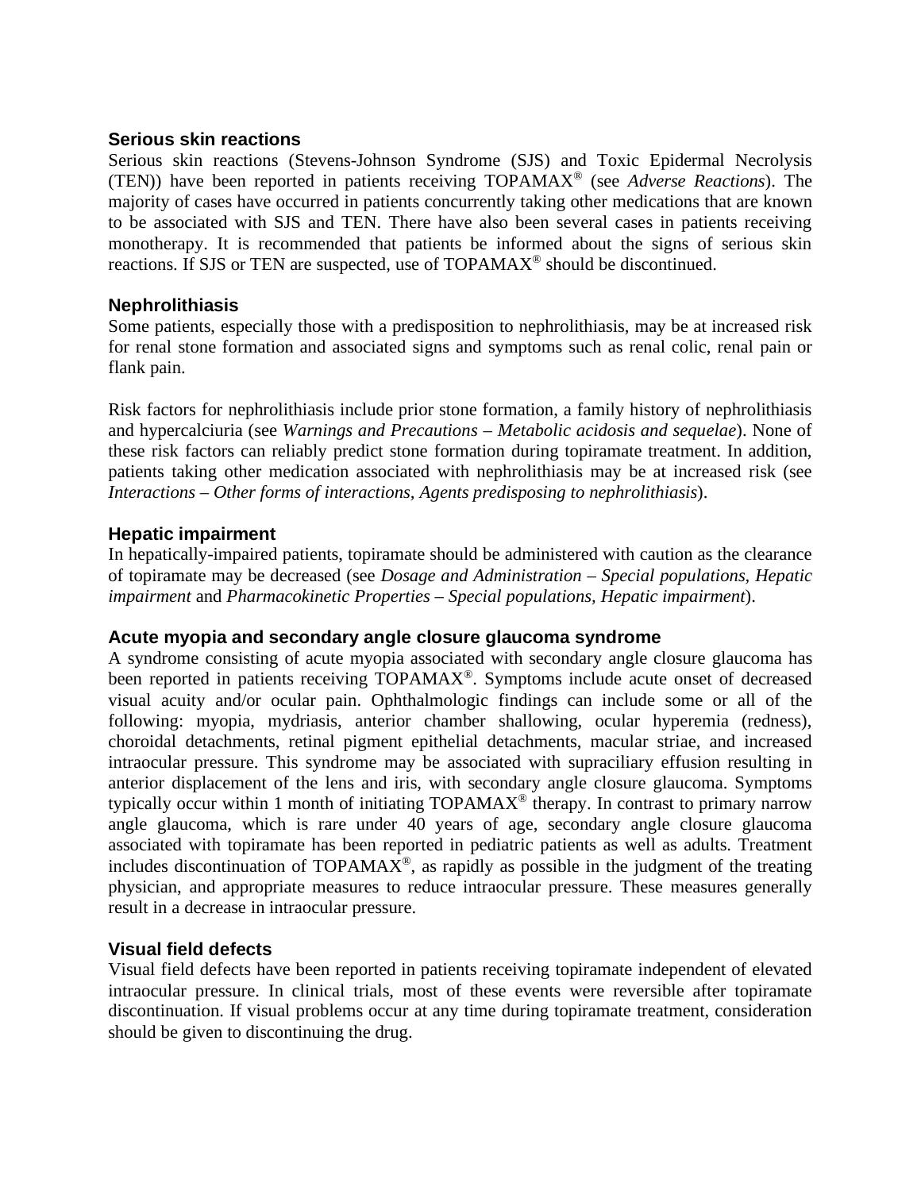### Serious skin reactions

Serious skin reactions (Stevens-Johnson Syndrome (SJS) and Toxic Epidermal Necrolysis (TEN)) have been reported in patients receiving TOPAMAX® (see *Adverse Reactions*). The majority of cases have occurred in patients concurrently taking other medications that are known to be associated with SJS and TEN. There have also been several cases in patients receiving monotherapy. It is recommended that patients be informed about the signs of serious skin reactions. If SJS or TEN are suspected, use of TOPAMAX® should be discontinued.

### Nephrolithiasis

Some patients, especially those with a predisposition to nephrolithiasis, may be at increased risk for renal stone formation and associated signs and symptoms such as renal colic, renal pain or flank pain.

Risk factors for nephrolithiasis include prior stone formation, a family history of nephrolithiasis and hypercalciuria (see *Warnings and Precautions – Metabolic acidosis and sequelae*). None of these risk factors can reliably predict stone formation during topiramate treatment. In addition, patients taking other medication associated with nephrolithiasis may be at increased risk (see *Interactions – Other forms of interactions, Agents predisposing to nephrolithiasis*).

### Hepatic impairment

In hepatically-impaired patients, topiramate should be administered with caution as the clearance of topiramate may be decreased (see *Dosage and Administration – Special populations, Hepatic impairment* and *Pharmacokinetic Properties – Special populations, Hepatic impairment*).

### Acute myopia and secondary angle closure glaucoma syndrome

A syndrome consisting of acute myopia associated with secondary angle closure glaucoma has been reported in patients receiving TOPAMAX®. Symptoms include acute onset of decreased visual acuity and/or ocular pain. Ophthalmologic findings can include some or all of the following: myopia, mydriasis, anterior chamber shallowing, ocular hyperemia (redness), choroidal detachments, retinal pigment epithelial detachments, macular striae, and increased intraocular pressure. This syndrome may be associated with supraciliary effusion resulting in anterior displacement of the lens and iris, with secondary angle closure glaucoma. Symptoms typically occur within 1 month of initiating TOPAMAX® therapy. In contrast to primary narrow angle glaucoma, which is rare under 40 years of age, secondary angle closure glaucoma associated with topiramate has been reported in pediatric patients as well as adults. Treatment includes discontinuation of TOPAMAX®, as rapidly as possible in the judgment of the treating physician, and appropriate measures to reduce intraocular pressure. These measures generally result in a decrease in intraocular pressure.

### Visual field defects

Visual field defects have been reported in patients receiving topiramate independent of elevated intraocular pressure. In clinical trials, most of these events were reversible after topiramate discontinuation. If visual problems occur at any time during topiramate treatment, consideration should be given to discontinuing the drug.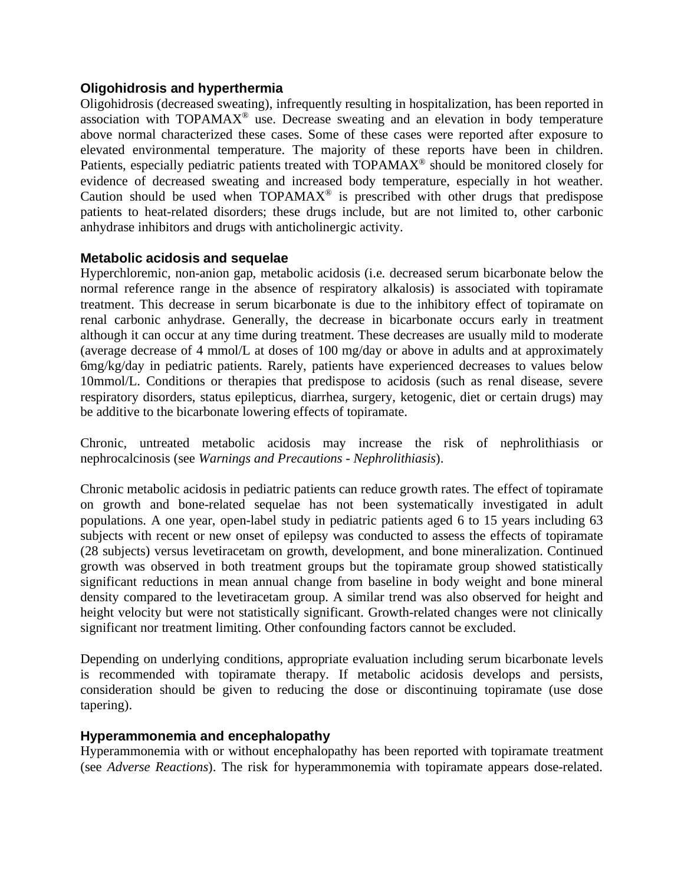### Oligohidrosis and hyperthermia

Oligohidrosis (decreased sweating), infrequently resulting in hospitalization, has been reported in association with TOPAMAX® use. Decrease sweating and an elevation in body temperature above normal characterized these cases. Some of these cases were reported after exposure to elevated environmental temperature. The majority of these reports have been in children. Patients, especially pediatric patients treated with TOPAMAX® should be monitored closely for evidence of decreased sweating and increased body temperature, especially in hot weather. Caution should be used when TOPAMAX® is prescribed with other drugs that predispose patients to heat-related disorders; these drugs include, but are not limited to, other carbonic anhydrase inhibitors and drugs with anticholinergic activity.

### Metabolic acidosis and sequelae

Hyperchloremic, non-anion gap, metabolic acidosis (i.e. decreased serum bicarbonate below the normal reference range in the absence of respiratory alkalosis) is associated with topiramate treatment. This decrease in serum bicarbonate is due to the inhibitory effect of topiramate on renal carbonic anhydrase. Generally, the decrease in bicarbonate occurs early in treatment although it can occur at any time during treatment. These decreases are usually mild to moderate (average decrease of 4 mmol/L at doses of 100 mg/day or above in adults and at approximately 6mg/kg/day in pediatric patients. Rarely, patients have experienced decreases to values below 10mmol/L. Conditions or therapies that predispose to acidosis (such as renal disease, severe respiratory disorders, status epilepticus, diarrhea, surgery, ketogenic, diet or certain drugs) may be additive to the bicarbonate lowering effects of topiramate.

Chronic, untreated metabolic acidosis may increase the risk of nephrolithiasis or nephrocalcinosis (see *Warnings and Precautions - Nephrolithiasis*).

Chronic metabolic acidosis in pediatric patients can reduce growth rates. The effect of topiramate on growth and bone-related sequelae has not been systematically investigated in adult populations. A one year, open-label study in pediatric patients aged 6 to 15 years including 63 subjects with recent or new onset of epilepsy was conducted to assess the effects of topiramate (28 subjects) versus levetiracetam on growth, development, and bone mineralization. Continued growth was observed in both treatment groups but the topiramate group showed statistically significant reductions in mean annual change from baseline in body weight and bone mineral density compared to the levetiracetam group. A similar trend was also observed for height and height velocity but were not statistically significant. Growth-related changes were not clinically significant nor treatment limiting. Other confounding factors cannot be excluded.

Depending on underlying conditions, appropriate evaluation including serum bicarbonate levels is recommended with topiramate therapy. If metabolic acidosis develops and persists, consideration should be given to reducing the dose or discontinuing topiramate (use dose tapering).

### Hyperammonemia and encephalopathy

Hyperammonemia with or without encephalopathy has been reported with topiramate treatment (see *Adverse Reactions*). The risk for hyperammonemia with topiramate appears dose-related.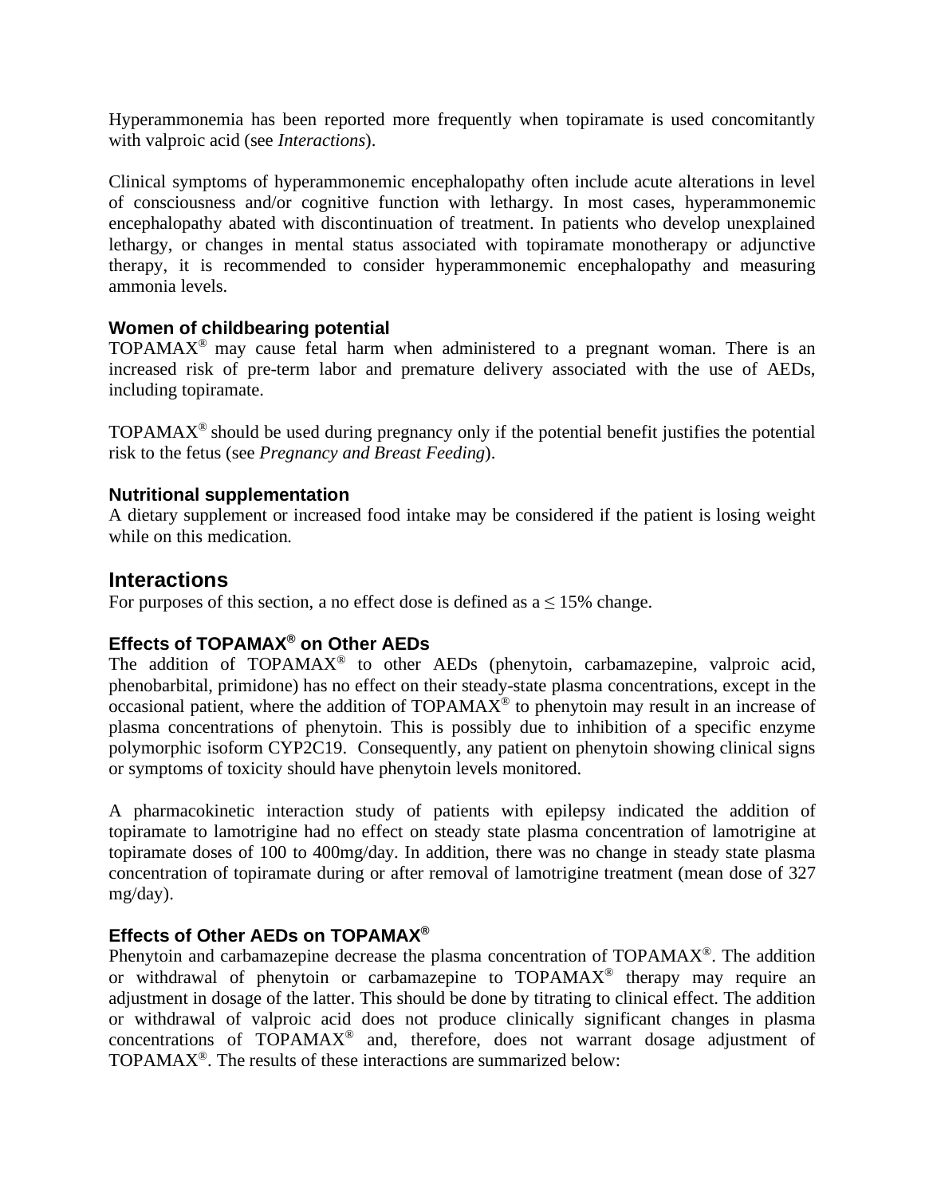Hyperammonemia has been reported more frequently when topiramate is used concomitantly with valproic acid (see *Interactions*).

Clinical symptoms of hyperammonemic encephalopathy often include acute alterations in level of consciousness and/or cognitive function with lethargy. In most cases, hyperammonemic encephalopathy abated with discontinuation of treatment. In patients who develop unexplained lethargy, or changes in mental status associated with topiramate monotherapy or adjunctive therapy, it is recommended to consider hyperammonemic encephalopathy and measuring ammonia levels.

### Women of childbearing potential

TOPAMAX® may cause fetal harm when administered to a pregnant woman. There is an increased risk of pre-term labor and premature delivery associated with the use of AEDs, including topiramate.

TOPAMAX® should be used during pregnancy only if the potential benefit justifies the potential risk to the fetus (see *Pregnancy and Breast Feeding*).

### Nutritional supplementation

A dietary supplement or increased food intake may be considered if the patient is losing weight while on this medication*.*

## Interactions

For purposes of this section, a no effect dose is defined as a $\leq$ 15% change.

### Effects of TOPAMAX® on Other AEDs

The addition of TOPAMAX® to other AEDs (phenytoin, carbamazepine, valproic acid, phenobarbital, primidone) has no effect on their steady-state plasma concentrations, except in the occasional patient, where the addition of TOPAMAX® to phenytoin may result in an increase of plasma concentrations of phenytoin. This is possibly due to inhibition of a specific enzyme polymorphic isoform CYP2C19. Consequently, any patient on phenytoin showing clinical signs or symptoms of toxicity should have phenytoin levels monitored.

A pharmacokinetic interaction study of patients with epilepsy indicated the addition of topiramate to lamotrigine had no effect on steady state plasma concentration of lamotrigine at topiramate doses of 100 to 400mg/day. In addition, there was no change in steady state plasma concentration of topiramate during or after removal of lamotrigine treatment (mean dose of 327 mg/day).

### Effects of Other AEDs on TOPAMAX®

Phenytoin and carbamazepine decrease the plasma concentration of TOPAMAX®. The addition or withdrawal of phenytoin or carbamazepine to TOPAMAX® therapy may require an adjustment in dosage of the latter. This should be done by titrating to clinical effect. The addition or withdrawal of valproic acid does not produce clinically significant changes in plasma concentrations of TOPAMAX® and, therefore, does not warrant dosage adjustment of TOPAMAX®. The results of these interactions are summarized below: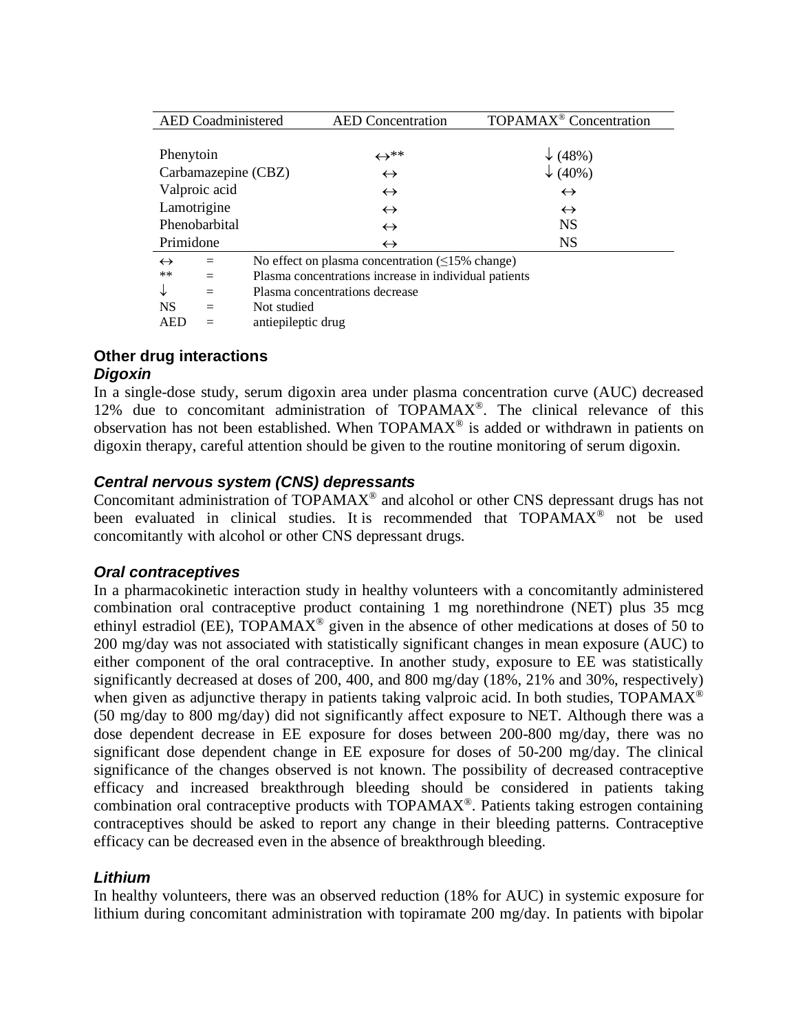| AED Coadministered | AED Concentration | TOPAMAX® Concentration |
|---|---|---|
| Phenytoin | ↔** | ↓ (48%) |
| Carbamazepine (CBZ) | ↔ | ↓ (40%) |
| Valproic acid | ↔ | ↔ |
| Lamotrigine | ↔ | ↔ |
| Phenobarbital | ↔ | NS |
| Primidone | ↔ | NS |

↔ = No effect on plasma concentration (≤15% change)
** = Plasma concentrations increase in individual patients
↓ = Plasma concentrations decrease
NS = Not studied
AED = antiepileptic drug

### Other drug interactions

#### *Digoxin*

In a single-dose study, serum digoxin area under plasma concentration curve (AUC) decreased 12% due to concomitant administration of TOPAMAX®. The clinical relevance of this observation has not been established. When TOPAMAX® is added or withdrawn in patients on digoxin therapy, careful attention should be given to the routine monitoring of serum digoxin.

#### *Central nervous system (CNS) depressants*

Concomitant administration of TOPAMAX® and alcohol or other CNS depressant drugs has not been evaluated in clinical studies. It is recommended that TOPAMAX® not be used concomitantly with alcohol or other CNS depressant drugs.

#### *Oral contraceptives*

In a pharmacokinetic interaction study in healthy volunteers with a concomitantly administered combination oral contraceptive product containing 1 mg norethindrone (NET) plus 35 mcg ethinyl estradiol (EE), TOPAMAX® given in the absence of other medications at doses of 50 to 200 mg/day was not associated with statistically significant changes in mean exposure (AUC) to either component of the oral contraceptive. In another study, exposure to EE was statistically significantly decreased at doses of 200, 400, and 800 mg/day (18%, 21% and 30%, respectively) when given as adjunctive therapy in patients taking valproic acid. In both studies, TOPAMAX® (50 mg/day to 800 mg/day) did not significantly affect exposure to NET. Although there was a dose dependent decrease in EE exposure for doses between 200-800 mg/day, there was no significant dose dependent change in EE exposure for doses of 50-200 mg/day. The clinical significance of the changes observed is not known. The possibility of decreased contraceptive efficacy and increased breakthrough bleeding should be considered in patients taking combination oral contraceptive products with TOPAMAX®. Patients taking estrogen containing contraceptives should be asked to report any change in their bleeding patterns. Contraceptive efficacy can be decreased even in the absence of breakthrough bleeding.

#### *Lithium*

In healthy volunteers, there was an observed reduction (18% for AUC) in systemic exposure for lithium during concomitant administration with topiramate 200 mg/day. In patients with bipolar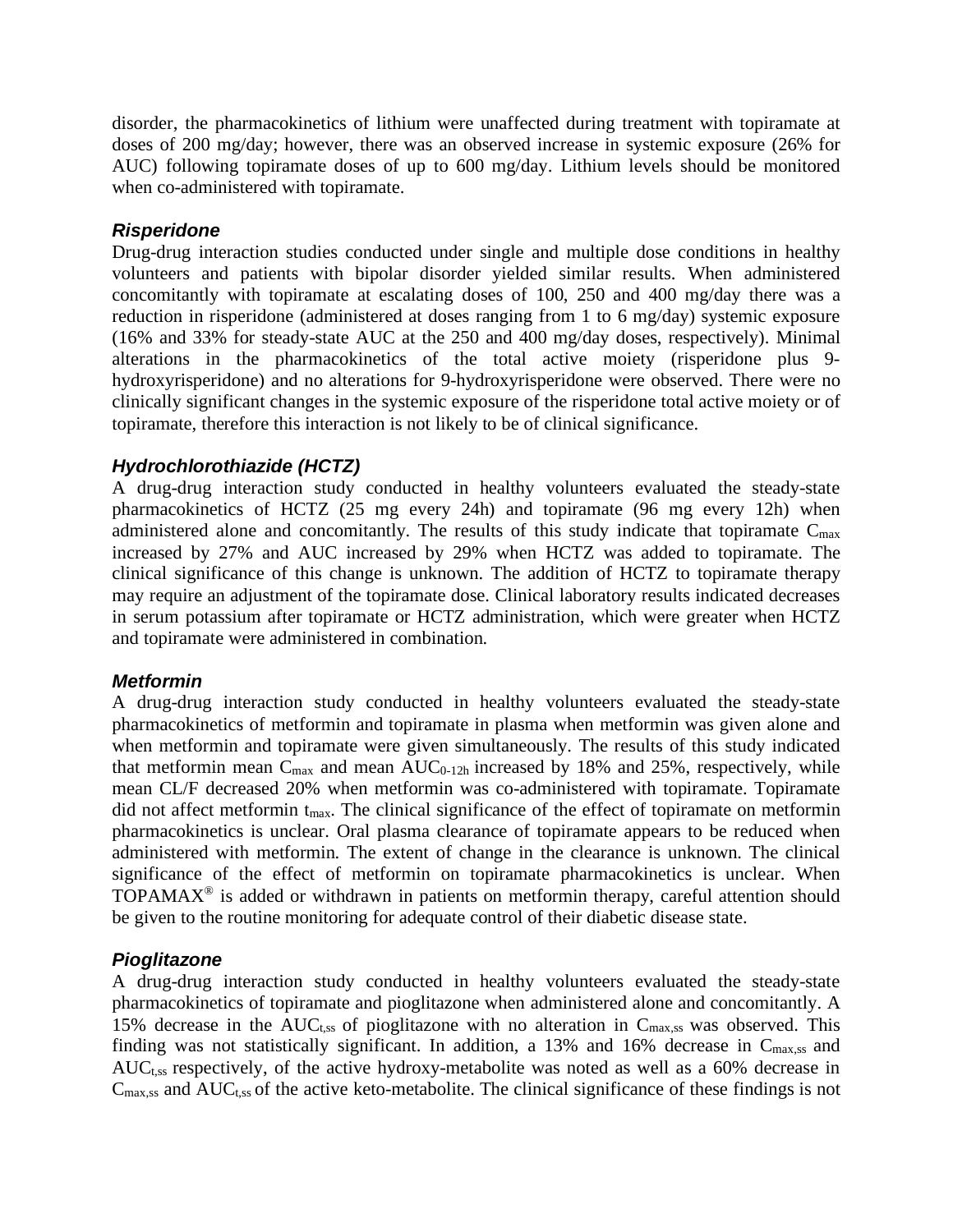disorder, the pharmacokinetics of lithium were unaffected during treatment with topiramate at doses of 200 mg/day; however, there was an observed increase in systemic exposure (26% for AUC) following topiramate doses of up to 600 mg/day. Lithium levels should be monitored when co-administered with topiramate.

#### *Risperidone*

Drug-drug interaction studies conducted under single and multiple dose conditions in healthy volunteers and patients with bipolar disorder yielded similar results. When administered concomitantly with topiramate at escalating doses of 100, 250 and 400 mg/day there was a reduction in risperidone (administered at doses ranging from 1 to 6 mg/day) systemic exposure (16% and 33% for steady-state AUC at the 250 and 400 mg/day doses, respectively). Minimal alterations in the pharmacokinetics of the total active moiety (risperidone plus 9-hydroxyrisperidone) and no alterations for 9-hydroxyrisperidone were observed. There were no clinically significant changes in the systemic exposure of the risperidone total active moiety or of topiramate, therefore this interaction is not likely to be of clinical significance.

#### *Hydrochlorothiazide (HCTZ)*

A drug-drug interaction study conducted in healthy volunteers evaluated the steady-state pharmacokinetics of HCTZ (25 mg every 24h) and topiramate (96 mg every 12h) when administered alone and concomitantly. The results of this study indicate that topiramate $C_{max}$ increased by 27% and AUC increased by 29% when HCTZ was added to topiramate. The clinical significance of this change is unknown. The addition of HCTZ to topiramate therapy may require an adjustment of the topiramate dose. Clinical laboratory results indicated decreases in serum potassium after topiramate or HCTZ administration, which were greater when HCTZ and topiramate were administered in combination.

#### *Metformin*

A drug-drug interaction study conducted in healthy volunteers evaluated the steady-state pharmacokinetics of metformin and topiramate in plasma when metformin was given alone and when metformin and topiramate were given simultaneously. The results of this study indicated that metformin mean $C_{max}$ and mean $AUC_{0\text{-}12h}$ increased by 18% and 25%, respectively, while mean CL/F decreased 20% when metformin was co-administered with topiramate. Topiramate did not affect metformin $t_{max}$. The clinical significance of the effect of topiramate on metformin pharmacokinetics is unclear. Oral plasma clearance of topiramate appears to be reduced when administered with metformin. The extent of change in the clearance is unknown. The clinical significance of the effect of metformin on topiramate pharmacokinetics is unclear. When TOPAMAX® is added or withdrawn in patients on metformin therapy, careful attention should be given to the routine monitoring for adequate control of their diabetic disease state.

#### *Pioglitazone*

A drug-drug interaction study conducted in healthy volunteers evaluated the steady-state pharmacokinetics of topiramate and pioglitazone when administered alone and concomitantly. A 15% decrease in the $AUC_{t,ss}$ of pioglitazone with no alteration in $C_{max,ss}$ was observed. This finding was not statistically significant. In addition, a 13% and 16% decrease in $C_{max,ss}$ and $AUC_{t,ss}$ respectively, of the active hydroxy-metabolite was noted as well as a 60% decrease in $C_{max,ss}$ and $AUC_{t,ss}$ of the active keto-metabolite. The clinical significance of these findings is not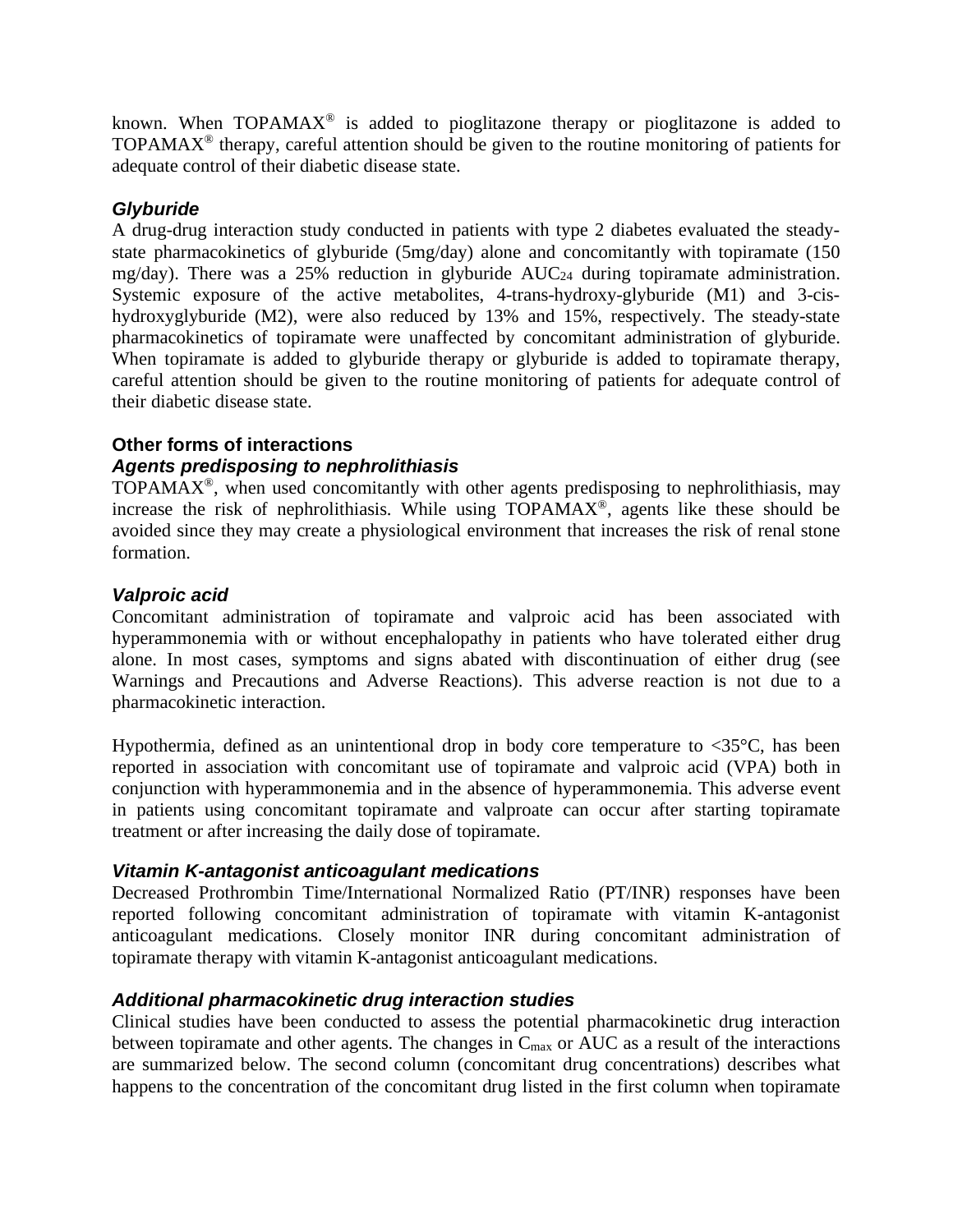known. When TOPAMAX® is added to pioglitazone therapy or pioglitazone is added to TOPAMAX® therapy, careful attention should be given to the routine monitoring of patients for adequate control of their diabetic disease state.

### *Glyburide*

A drug-drug interaction study conducted in patients with type 2 diabetes evaluated the steady-state pharmacokinetics of glyburide (5mg/day) alone and concomitantly with topiramate (150 mg/day). There was a 25% reduction in glyburide $AUC_{24}$ during topiramate administration. Systemic exposure of the active metabolites, 4-trans-hydroxy-glyburide (M1) and 3-cis-hydroxyglyburide (M2), were also reduced by 13% and 15%, respectively. The steady-state pharmacokinetics of topiramate were unaffected by concomitant administration of glyburide. When topiramate is added to glyburide therapy or glyburide is added to topiramate therapy, careful attention should be given to the routine monitoring of patients for adequate control of their diabetic disease state.

## Other forms of interactions

### *Agents predisposing to nephrolithiasis*

TOPAMAX®, when used concomitantly with other agents predisposing to nephrolithiasis, may increase the risk of nephrolithiasis. While using TOPAMAX®, agents like these should be avoided since they may create a physiological environment that increases the risk of renal stone formation.

### *Valproic acid*

Concomitant administration of topiramate and valproic acid has been associated with hyperammonemia with or without encephalopathy in patients who have tolerated either drug alone. In most cases, symptoms and signs abated with discontinuation of either drug (see Warnings and Precautions and Adverse Reactions). This adverse reaction is not due to a pharmacokinetic interaction.

Hypothermia, defined as an unintentional drop in body core temperature to <35°C, has been reported in association with concomitant use of topiramate and valproic acid (VPA) both in conjunction with hyperammonemia and in the absence of hyperammonemia. This adverse event in patients using concomitant topiramate and valproate can occur after starting topiramate treatment or after increasing the daily dose of topiramate.

### *Vitamin K-antagonist anticoagulant medications*

Decreased Prothrombin Time/International Normalized Ratio (PT/INR) responses have been reported following concomitant administration of topiramate with vitamin K-antagonist anticoagulant medications. Closely monitor INR during concomitant administration of topiramate therapy with vitamin K-antagonist anticoagulant medications.

### *Additional pharmacokinetic drug interaction studies*

Clinical studies have been conducted to assess the potential pharmacokinetic drug interaction between topiramate and other agents. The changes in $C_{max}$ or AUC as a result of the interactions are summarized below. The second column (concomitant drug concentrations) describes what happens to the concentration of the concomitant drug listed in the first column when topiramate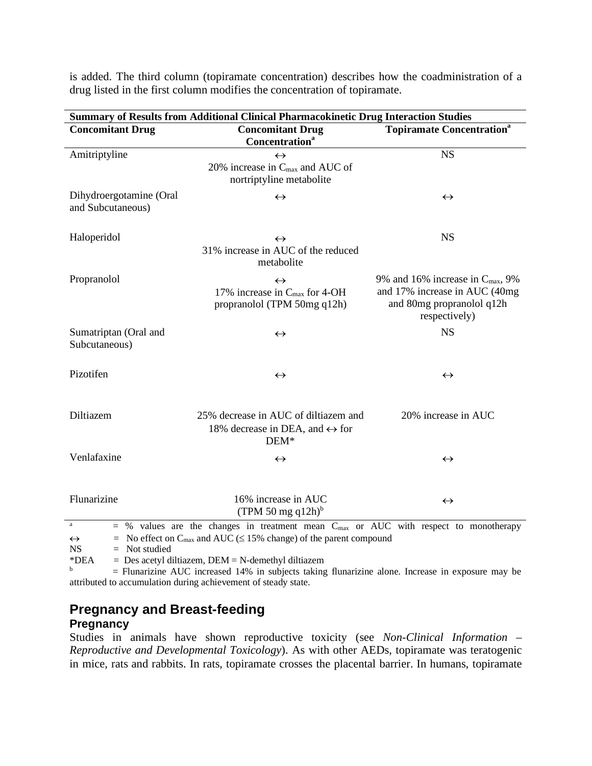is added. The third column (topiramate concentration) describes how the coadministration of a drug listed in the first column modifies the concentration of topiramate.

| Summary of Results from Additional Clinical Pharmacokinetic Drug Interaction Studies | | |
|---|---|---|
| **Concomitant Drug** | **Concomitant Drug Concentration[a]** | **Topiramate Concentration[a]** |
| Amitriptyline | ↔<br>20% increase in $C_{max}$ and AUC of nortriptyline metabolite | NS |
| Dihydroergotamine (Oral and Subcutaneous) | ↔ | ↔ |
| Haloperidol | ↔<br>31% increase in AUC of the reduced metabolite | NS |
| Propranolol | ↔<br>17% increase in $C_{max}$ for 4-OH propranolol (TPM 50mg q12h) | 9% and 16% increase in $C_{max}$, 9% and 17% increase in AUC (40mg and 80mg propranolol q12h respectively) |
| Sumatriptan (Oral and Subcutaneous) | ↔ | NS |
| Pizotifen | ↔ | ↔ |
| Diltiazem | 25% decrease in AUC of diltiazem and 18% decrease in DEA, and ↔ for DEM* | 20% increase in AUC |
| Venlafaxine | ↔ | ↔ |
| Flunarizine | 16% increase in AUC (TPM 50 mg q12h)[b] | ↔ |

[a] = % values are the changes in treatment mean $C_{max}$ or AUC with respect to monotherapy
↔ = No effect on $C_{max}$ and AUC (≤ 15% change) of the parent compound
NS = Not studied
*DEA = Des acetyl diltiazem, DEM = N-demethyl diltiazem
[b] = Flunarizine AUC increased 14% in subjects taking flunarizine alone. Increase in exposure may be attributed to accumulation during achievement of steady state.

## Pregnancy and Breast-feeding

### Pregnancy

Studies in animals have shown reproductive toxicity (see *Non-Clinical Information – Reproductive and Developmental Toxicology*). As with other AEDs, topiramate was teratogenic in mice, rats and rabbits. In rats, topiramate crosses the placental barrier. In humans, topiramate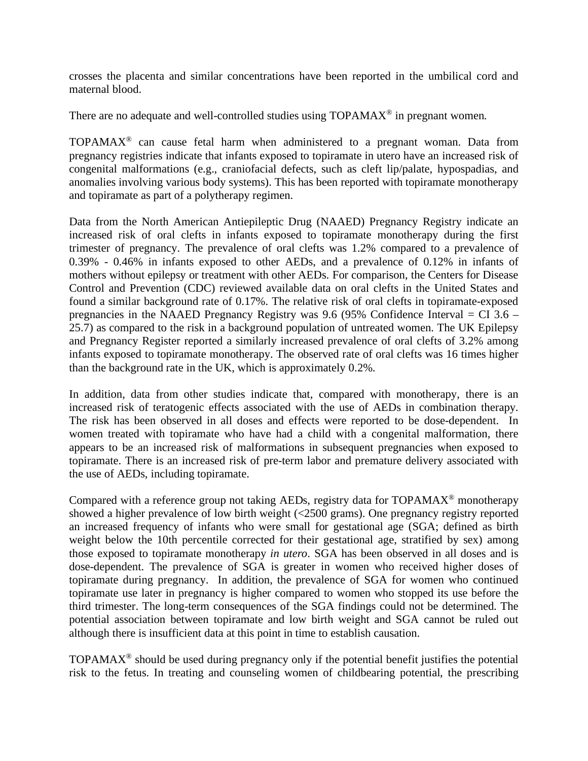crosses the placenta and similar concentrations have been reported in the umbilical cord and maternal blood.

There are no adequate and well-controlled studies using TOPAMAX® in pregnant women.

TOPAMAX® can cause fetal harm when administered to a pregnant woman. Data from pregnancy registries indicate that infants exposed to topiramate in utero have an increased risk of congenital malformations (e.g., craniofacial defects, such as cleft lip/palate, hypospadias, and anomalies involving various body systems). This has been reported with topiramate monotherapy and topiramate as part of a polytherapy regimen.

Data from the North American Antiepileptic Drug (NAAED) Pregnancy Registry indicate an increased risk of oral clefts in infants exposed to topiramate monotherapy during the first trimester of pregnancy. The prevalence of oral clefts was 1.2% compared to a prevalence of 0.39% - 0.46% in infants exposed to other AEDs, and a prevalence of 0.12% in infants of mothers without epilepsy or treatment with other AEDs. For comparison, the Centers for Disease Control and Prevention (CDC) reviewed available data on oral clefts in the United States and found a similar background rate of 0.17%. The relative risk of oral clefts in topiramate-exposed pregnancies in the NAAED Pregnancy Registry was 9.6 (95% Confidence Interval = CI 3.6 – 25.7) as compared to the risk in a background population of untreated women. The UK Epilepsy and Pregnancy Register reported a similarly increased prevalence of oral clefts of 3.2% among infants exposed to topiramate monotherapy. The observed rate of oral clefts was 16 times higher than the background rate in the UK, which is approximately 0.2%.

In addition, data from other studies indicate that, compared with monotherapy, there is an increased risk of teratogenic effects associated with the use of AEDs in combination therapy. The risk has been observed in all doses and effects were reported to be dose-dependent. In women treated with topiramate who have had a child with a congenital malformation, there appears to be an increased risk of malformations in subsequent pregnancies when exposed to topiramate. There is an increased risk of pre-term labor and premature delivery associated with the use of AEDs, including topiramate.

Compared with a reference group not taking AEDs, registry data for TOPAMAX® monotherapy showed a higher prevalence of low birth weight (<2500 grams). One pregnancy registry reported an increased frequency of infants who were small for gestational age (SGA; defined as birth weight below the 10th percentile corrected for their gestational age, stratified by sex) among those exposed to topiramate monotherapy *in utero*. SGA has been observed in all doses and is dose-dependent. The prevalence of SGA is greater in women who received higher doses of topiramate during pregnancy. In addition, the prevalence of SGA for women who continued topiramate use later in pregnancy is higher compared to women who stopped its use before the third trimester. The long-term consequences of the SGA findings could not be determined. The potential association between topiramate and low birth weight and SGA cannot be ruled out although there is insufficient data at this point in time to establish causation.

TOPAMAX® should be used during pregnancy only if the potential benefit justifies the potential risk to the fetus. In treating and counseling women of childbearing potential, the prescribing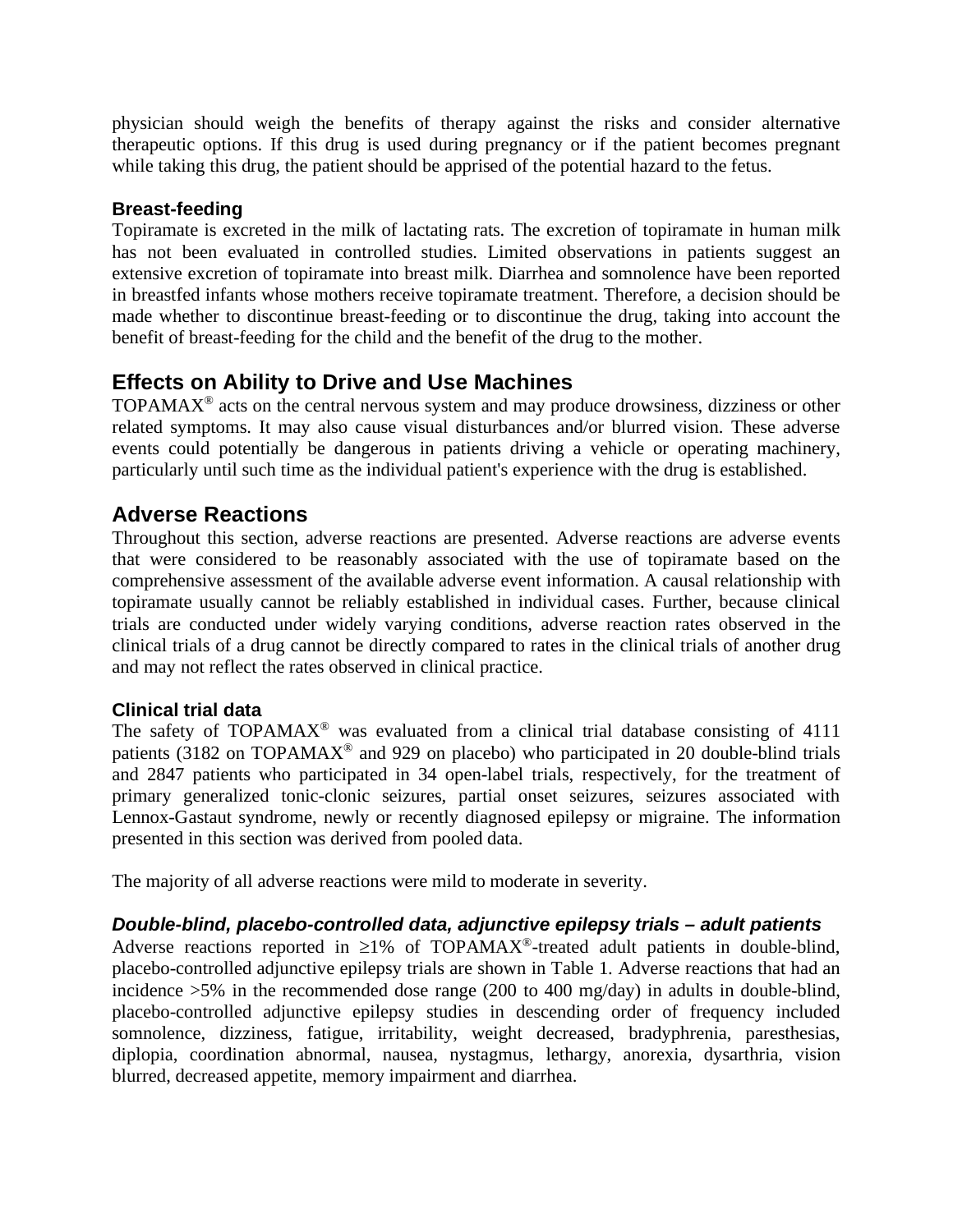physician should weigh the benefits of therapy against the risks and consider alternative therapeutic options. If this drug is used during pregnancy or if the patient becomes pregnant while taking this drug, the patient should be apprised of the potential hazard to the fetus.

### Breast-feeding

Topiramate is excreted in the milk of lactating rats. The excretion of topiramate in human milk has not been evaluated in controlled studies. Limited observations in patients suggest an extensive excretion of topiramate into breast milk. Diarrhea and somnolence have been reported in breastfed infants whose mothers receive topiramate treatment. Therefore, a decision should be made whether to discontinue breast-feeding or to discontinue the drug, taking into account the benefit of breast-feeding for the child and the benefit of the drug to the mother.

## Effects on Ability to Drive and Use Machines

TOPAMAX® acts on the central nervous system and may produce drowsiness, dizziness or other related symptoms. It may also cause visual disturbances and/or blurred vision. These adverse events could potentially be dangerous in patients driving a vehicle or operating machinery, particularly until such time as the individual patient's experience with the drug is established.

## Adverse Reactions

Throughout this section, adverse reactions are presented. Adverse reactions are adverse events that were considered to be reasonably associated with the use of topiramate based on the comprehensive assessment of the available adverse event information. A causal relationship with topiramate usually cannot be reliably established in individual cases. Further, because clinical trials are conducted under widely varying conditions, adverse reaction rates observed in the clinical trials of a drug cannot be directly compared to rates in the clinical trials of another drug and may not reflect the rates observed in clinical practice.

### Clinical trial data

The safety of TOPAMAX® was evaluated from a clinical trial database consisting of 4111 patients (3182 on TOPAMAX® and 929 on placebo) who participated in 20 double-blind trials and 2847 patients who participated in 34 open-label trials, respectively, for the treatment of primary generalized tonic-clonic seizures, partial onset seizures, seizures associated with Lennox-Gastaut syndrome, newly or recently diagnosed epilepsy or migraine. The information presented in this section was derived from pooled data.

The majority of all adverse reactions were mild to moderate in severity.

#### *Double-blind, placebo-controlled data, adjunctive epilepsy trials – adult patients*

Adverse reactions reported in ≥1% of TOPAMAX®-treated adult patients in double-blind, placebo-controlled adjunctive epilepsy trials are shown in Table 1. Adverse reactions that had an incidence >5% in the recommended dose range (200 to 400 mg/day) in adults in double-blind, placebo-controlled adjunctive epilepsy studies in descending order of frequency included somnolence, dizziness, fatigue, irritability, weight decreased, bradyphrenia, paresthesias, diplopia, coordination abnormal, nausea, nystagmus, lethargy, anorexia, dysarthria, vision blurred, decreased appetite, memory impairment and diarrhea.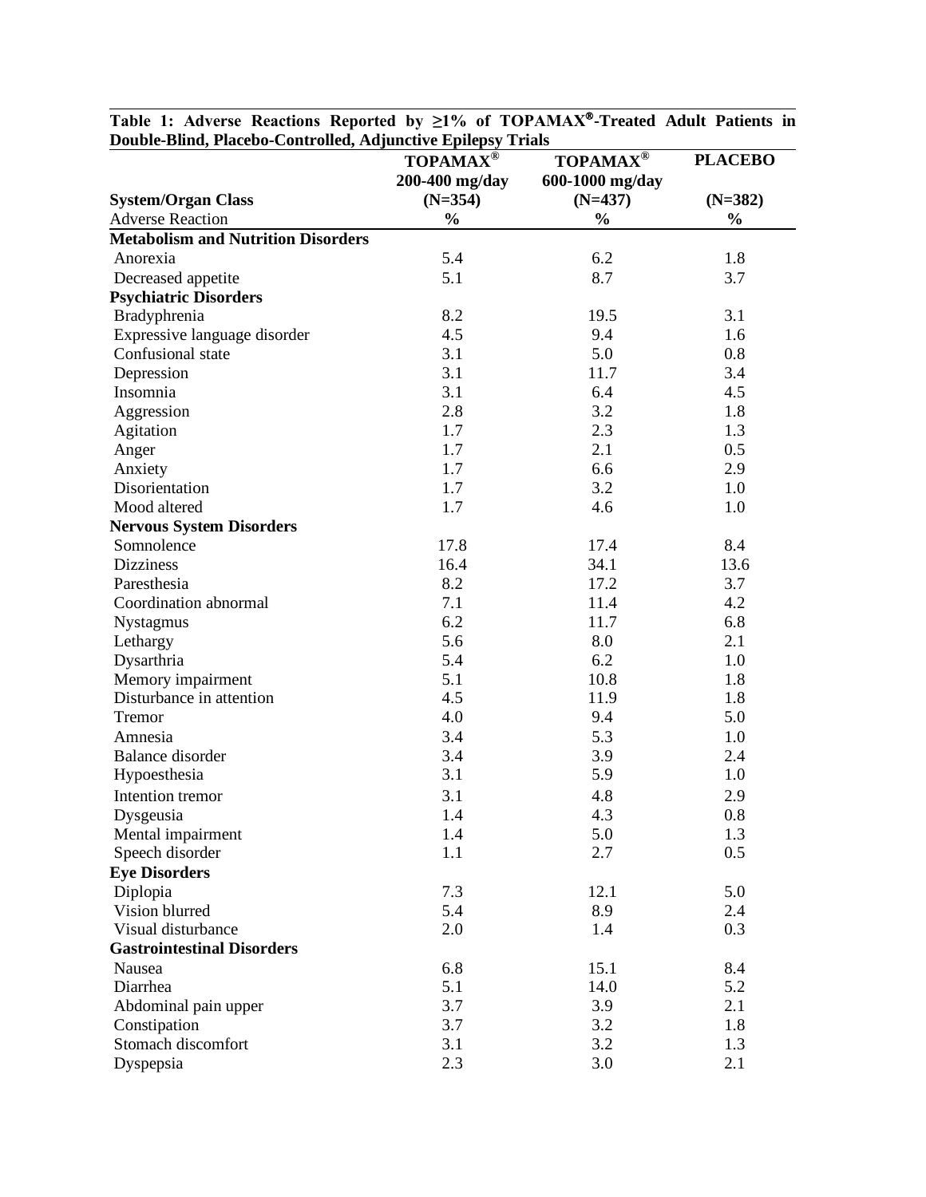**Table 1: Adverse Reactions Reported by ≥1% of TOPAMAX®-Treated Adult Patients in Double-Blind, Placebo-Controlled, Adjunctive Epilepsy Trials**

| System/Organ Class<br>Adverse Reaction | TOPAMAX® 200-400 mg/day (N=354)<br>% | TOPAMAX® 600-1000 mg/day (N=437)<br>% | PLACEBO (N=382)<br>% |
|---|---|---|---|
| **Metabolism and Nutrition Disorders** | | | |
| Anorexia | 5.4 | 6.2 | 1.8 |
| Decreased appetite | 5.1 | 8.7 | 3.7 |
| **Psychiatric Disorders** | | | |
| Bradyphrenia | 8.2 | 19.5 | 3.1 |
| Expressive language disorder | 4.5 | 9.4 | 1.6 |
| Confusional state | 3.1 | 5.0 | 0.8 |
| Depression | 3.1 | 11.7 | 3.4 |
| Insomnia | 3.1 | 6.4 | 4.5 |
| Aggression | 2.8 | 3.2 | 1.8 |
| Agitation | 1.7 | 2.3 | 1.3 |
| Anger | 1.7 | 2.1 | 0.5 |
| Anxiety | 1.7 | 6.6 | 2.9 |
| Disorientation | 1.7 | 3.2 | 1.0 |
| Mood altered | 1.7 | 4.6 | 1.0 |
| **Nervous System Disorders** | | | |
| Somnolence | 17.8 | 17.4 | 8.4 |
| Dizziness | 16.4 | 34.1 | 13.6 |
| Paresthesia | 8.2 | 17.2 | 3.7 |
| Coordination abnormal | 7.1 | 11.4 | 4.2 |
| Nystagmus | 6.2 | 11.7 | 6.8 |
| Lethargy | 5.6 | 8.0 | 2.1 |
| Dysarthria | 5.4 | 6.2 | 1.0 |
| Memory impairment | 5.1 | 10.8 | 1.8 |
| Disturbance in attention | 4.5 | 11.9 | 1.8 |
| Tremor | 4.0 | 9.4 | 5.0 |
| Amnesia | 3.4 | 5.3 | 1.0 |
| Balance disorder | 3.4 | 3.9 | 2.4 |
| Hypoesthesia | 3.1 | 5.9 | 1.0 |
| Intention tremor | 3.1 | 4.8 | 2.9 |
| Dysgeusia | 1.4 | 4.3 | 0.8 |
| Mental impairment | 1.4 | 5.0 | 1.3 |
| Speech disorder | 1.1 | 2.7 | 0.5 |
| **Eye Disorders** | | | |
| Diplopia | 7.3 | 12.1 | 5.0 |
| Vision blurred | 5.4 | 8.9 | 2.4 |
| Visual disturbance | 2.0 | 1.4 | 0.3 |
| **Gastrointestinal Disorders** | | | |
| Nausea | 6.8 | 15.1 | 8.4 |
| Diarrhea | 5.1 | 14.0 | 5.2 |
| Abdominal pain upper | 3.7 | 3.9 | 2.1 |
| Constipation | 3.7 | 3.2 | 1.8 |
| Stomach discomfort | 3.1 | 3.2 | 1.3 |
| Dyspepsia | 2.3 | 3.0 | 2.1 |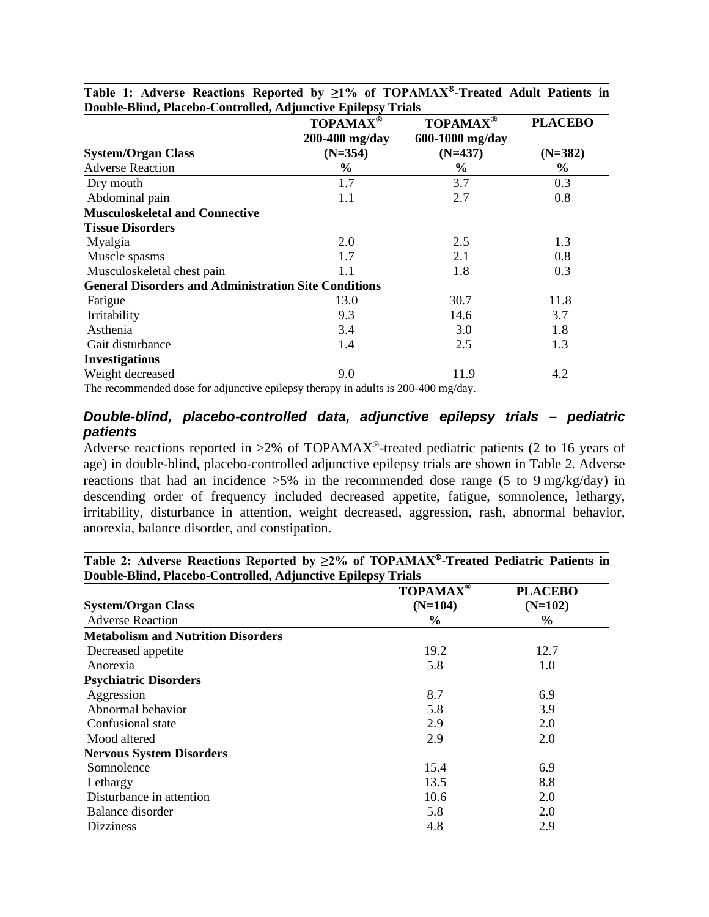**Table 1: Adverse Reactions Reported by ≥1% of TOPAMAX®-Treated Adult Patients in Double-Blind, Placebo-Controlled, Adjunctive Epilepsy Trials**

| System/Organ Class<br>Adverse Reaction | TOPAMAX®<br>200-400 mg/day<br>(N=354)<br>% | TOPAMAX®<br>600-1000 mg/day<br>(N=437)<br>% | PLACEBO<br>(N=382)<br>% |
|---|---|---|---|
| Dry mouth | 1.7 | 3.7 | 0.3 |
| Abdominal pain | 1.1 | 2.7 | 0.8 |
| **Musculoskeletal and Connective Tissue Disorders** | | | |
| Myalgia | 2.0 | 2.5 | 1.3 |
| Muscle spasms | 1.7 | 2.1 | 0.8 |
| Musculoskeletal chest pain | 1.1 | 1.8 | 0.3 |
| **General Disorders and Administration Site Conditions** | | | |
| Fatigue | 13.0 | 30.7 | 11.8 |
| Irritability | 9.3 | 14.6 | 3.7 |
| Asthenia | 3.4 | 3.0 | 1.8 |
| Gait disturbance | 1.4 | 2.5 | 1.3 |
| **Investigations** | | | |
| Weight decreased | 9.0 | 11.9 | 4.2 |

The recommended dose for adjunctive epilepsy therapy in adults is 200-400 mg/day.

### *Double-blind, placebo-controlled data, adjunctive epilepsy trials – pediatric patients*

Adverse reactions reported in >2% of TOPAMAX®-treated pediatric patients (2 to 16 years of age) in double-blind, placebo-controlled adjunctive epilepsy trials are shown in Table 2. Adverse reactions that had an incidence >5% in the recommended dose range (5 to 9 mg/kg/day) in descending order of frequency included decreased appetite, fatigue, somnolence, lethargy, irritability, disturbance in attention, weight decreased, aggression, rash, abnormal behavior, anorexia, balance disorder, and constipation.

**Table 2: Adverse Reactions Reported by ≥2% of TOPAMAX®-Treated Pediatric Patients in Double-Blind, Placebo-Controlled, Adjunctive Epilepsy Trials**

| System/Organ Class<br>Adverse Reaction | TOPAMAX®<br>(N=104)<br>% | PLACEBO<br>(N=102)<br>% |
|---|---|---|
| **Metabolism and Nutrition Disorders** | | |
| Decreased appetite | 19.2 | 12.7 |
| Anorexia | 5.8 | 1.0 |
| **Psychiatric Disorders** | | |
| Aggression | 8.7 | 6.9 |
| Abnormal behavior | 5.8 | 3.9 |
| Confusional state | 2.9 | 2.0 |
| Mood altered | 2.9 | 2.0 |
| **Nervous System Disorders** | | |
| Somnolence | 15.4 | 6.9 |
| Lethargy | 13.5 | 8.8 |
| Disturbance in attention | 10.6 | 2.0 |
| Balance disorder | 5.8 | 2.0 |
| Dizziness | 4.8 | 2.9 |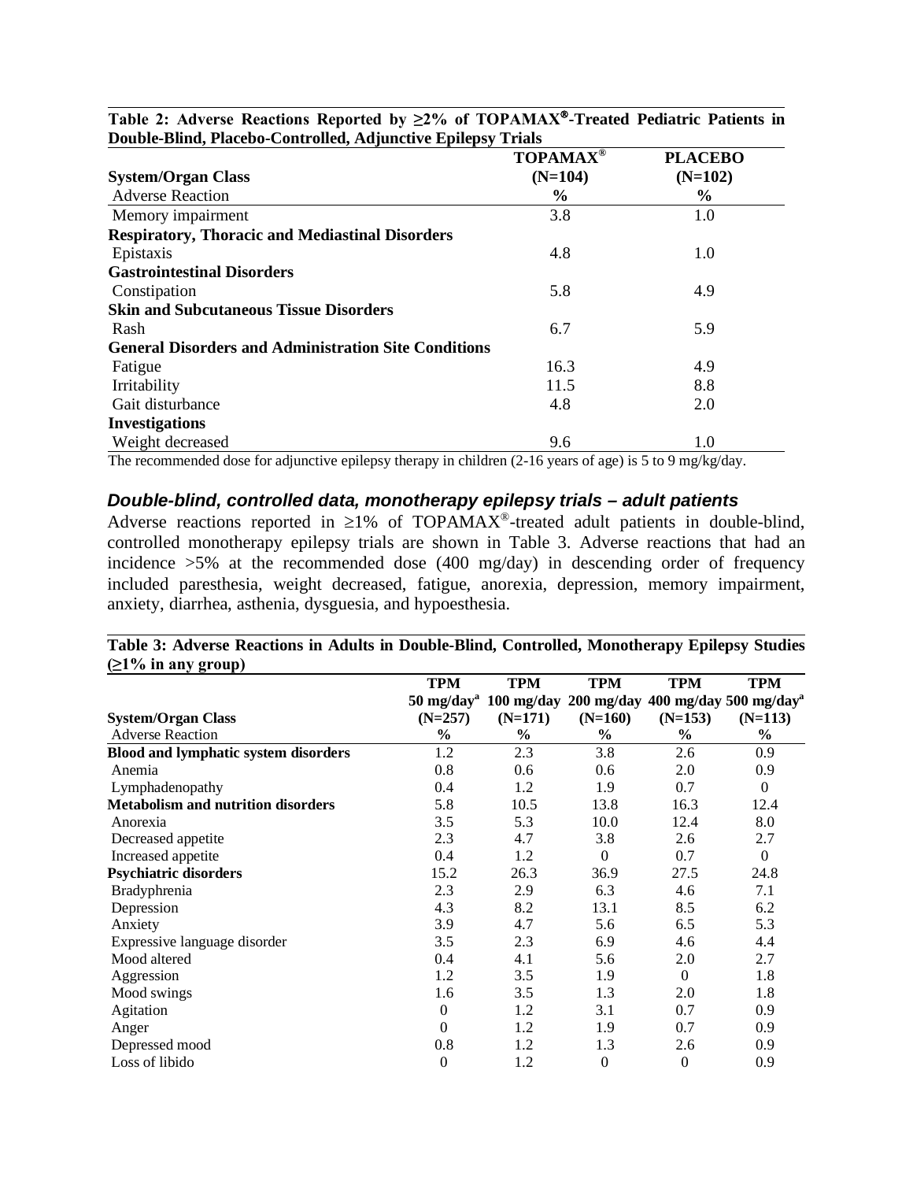**Table 2: Adverse Reactions Reported by ≥2% of TOPAMAX®-Treated Pediatric Patients in Double-Blind, Placebo-Controlled, Adjunctive Epilepsy Trials**

| System/Organ Class<br>Adverse Reaction | TOPAMAX®<br>(N=104)<br>% | PLACEBO<br>(N=102)<br>% |
|---|---|---|
| Memory impairment | 3.8 | 1.0 |
| **Respiratory, Thoracic and Mediastinal Disorders** | | |
| Epistaxis | 4.8 | 1.0 |
| **Gastrointestinal Disorders** | | |
| Constipation | 5.8 | 4.9 |
| **Skin and Subcutaneous Tissue Disorders** | | |
| Rash | 6.7 | 5.9 |
| **General Disorders and Administration Site Conditions** | | |
| Fatigue | 16.3 | 4.9 |
| Irritability | 11.5 | 8.8 |
| Gait disturbance | 4.8 | 2.0 |
| **Investigations** | | |
| Weight decreased | 9.6 | 1.0 |

The recommended dose for adjunctive epilepsy therapy in children (2-16 years of age) is 5 to 9 mg/kg/day.

### *Double-blind, controlled data, monotherapy epilepsy trials – adult patients*

Adverse reactions reported in ≥1% of TOPAMAX®-treated adult patients in double-blind, controlled monotherapy epilepsy trials are shown in Table 3. Adverse reactions that had an incidence >5% at the recommended dose (400 mg/day) in descending order of frequency included paresthesia, weight decreased, fatigue, anorexia, depression, memory impairment, anxiety, diarrhea, asthenia, dysgeusia, and hypoesthesia.

**Table 3: Adverse Reactions in Adults in Double-Blind, Controlled, Monotherapy Epilepsy Studies (≥1% in any group)**

| System/Organ Class<br>Adverse Reaction | TPM<br>50 mg/day[a]<br>(N=257)<br>% | TPM<br>100 mg/day<br>(N=171)<br>% | TPM<br>200 mg/day<br>(N=160)<br>% | TPM<br>400 mg/day<br>(N=153)<br>% | TPM<br>500 mg/day[a]<br>(N=113)<br>% |
|---|---|---|---|---|---|
| **Blood and lymphatic system disorders** | 1.2 | 2.3 | 3.8 | 2.6 | 0.9 |
| Anemia | 0.8 | 0.6 | 0.6 | 2.0 | 0.9 |
| Lymphadenopathy | 0.4 | 1.2 | 1.9 | 0.7 | 0 |
| **Metabolism and nutrition disorders** | 5.8 | 10.5 | 13.8 | 16.3 | 12.4 |
| Anorexia | 3.5 | 5.3 | 10.0 | 12.4 | 8.0 |
| Decreased appetite | 2.3 | 4.7 | 3.8 | 2.6 | 2.7 |
| Increased appetite | 0.4 | 1.2 | 0 | 0.7 | 0 |
| **Psychiatric disorders** | 15.2 | 26.3 | 36.9 | 27.5 | 24.8 |
| Bradyphrenia | 2.3 | 2.9 | 6.3 | 4.6 | 7.1 |
| Depression | 4.3 | 8.2 | 13.1 | 8.5 | 6.2 |
| Anxiety | 3.9 | 4.7 | 5.6 | 6.5 | 5.3 |
| Expressive language disorder | 3.5 | 2.3 | 6.9 | 4.6 | 4.4 |
| Mood altered | 0.4 | 4.1 | 5.6 | 2.0 | 2.7 |
| Aggression | 1.2 | 3.5 | 1.9 | 0 | 1.8 |
| Mood swings | 1.6 | 3.5 | 1.3 | 2.0 | 1.8 |
| Agitation | 0 | 1.2 | 3.1 | 0.7 | 0.9 |
| Anger | 0 | 1.2 | 1.9 | 0.7 | 0.9 |
| Depressed mood | 0.8 | 1.2 | 1.3 | 2.6 | 0.9 |
| Loss of libido | 0 | 1.2 | 0 | 0 | 0.9 |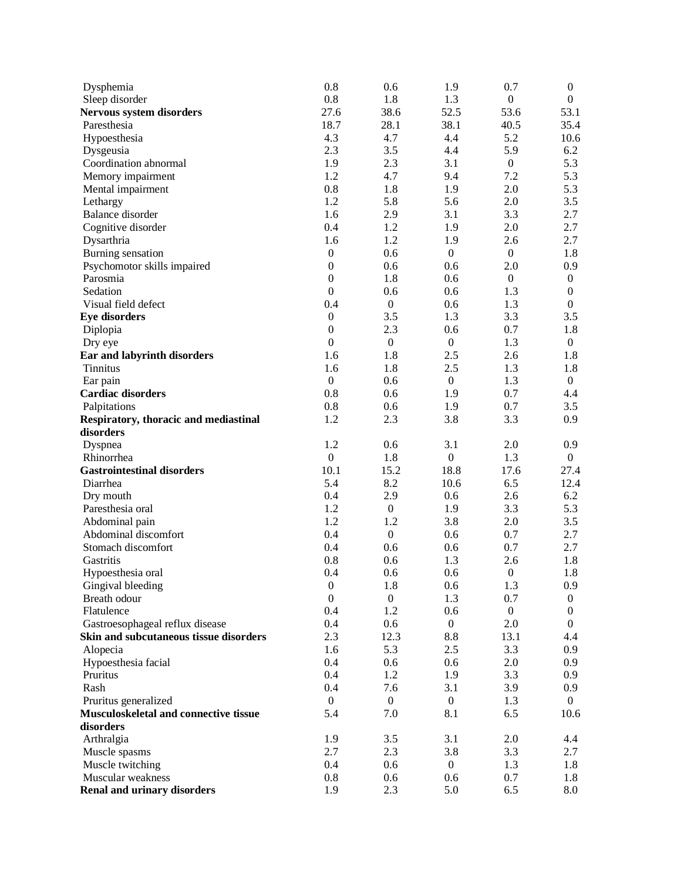| | | | | | |
|---|---|---|---|---|---|
| Dysphemia | 0.8 | 0.6 | 1.9 | 0.7 | 0 |
| Sleep disorder | 0.8 | 1.8 | 1.3 | 0 | 0 |
| **Nervous system disorders** | 27.6 | 38.6 | 52.5 | 53.6 | 53.1 |
| Paresthesia | 18.7 | 28.1 | 38.1 | 40.5 | 35.4 |
| Hypoesthesia | 4.3 | 4.7 | 4.4 | 5.2 | 10.6 |
| Dysgeusia | 2.3 | 3.5 | 4.4 | 5.9 | 6.2 |
| Coordination abnormal | 1.9 | 2.3 | 3.1 | 0 | 5.3 |
| Memory impairment | 1.2 | 4.7 | 9.4 | 7.2 | 5.3 |
| Mental impairment | 0.8 | 1.8 | 1.9 | 2.0 | 5.3 |
| Lethargy | 1.2 | 5.8 | 5.6 | 2.0 | 3.5 |
| Balance disorder | 1.6 | 2.9 | 3.1 | 3.3 | 2.7 |
| Cognitive disorder | 0.4 | 1.2 | 1.9 | 2.0 | 2.7 |
| Dysarthria | 1.6 | 1.2 | 1.9 | 2.6 | 2.7 |
| Burning sensation | 0 | 0.6 | 0 | 0 | 1.8 |
| Psychomotor skills impaired | 0 | 0.6 | 0.6 | 2.0 | 0.9 |
| Parosmia | 0 | 1.8 | 0.6 | 0 | 0 |
| Sedation | 0 | 0.6 | 0.6 | 1.3 | 0 |
| Visual field defect | 0.4 | 0 | 0.6 | 1.3 | 0 |
| **Eye disorders** | 0 | 3.5 | 1.3 | 3.3 | 3.5 |
| Diplopia | 0 | 2.3 | 0.6 | 0.7 | 1.8 |
| Dry eye | 0 | 0 | 0 | 1.3 | 0 |
| **Ear and labyrinth disorders** | 1.6 | 1.8 | 2.5 | 2.6 | 1.8 |
| Tinnitus | 1.6 | 1.8 | 2.5 | 1.3 | 1.8 |
| Ear pain | 0 | 0.6 | 0 | 1.3 | 0 |
| **Cardiac disorders** | 0.8 | 0.6 | 1.9 | 0.7 | 4.4 |
| Palpitations | 0.8 | 0.6 | 1.9 | 0.7 | 3.5 |
| **Respiratory, thoracic and mediastinal disorders** | 1.2 | 2.3 | 3.8 | 3.3 | 0.9 |
| Dyspnea | 1.2 | 0.6 | 3.1 | 2.0 | 0.9 |
| Rhinorrhea | 0 | 1.8 | 0 | 1.3 | 0 |
| **Gastrointestinal disorders** | 10.1 | 15.2 | 18.8 | 17.6 | 27.4 |
| Diarrhea | 5.4 | 8.2 | 10.6 | 6.5 | 12.4 |
| Dry mouth | 0.4 | 2.9 | 0.6 | 2.6 | 6.2 |
| Paresthesia oral | 1.2 | 0 | 1.9 | 3.3 | 5.3 |
| Abdominal pain | 1.2 | 1.2 | 3.8 | 2.0 | 3.5 |
| Abdominal discomfort | 0.4 | 0 | 0.6 | 0.7 | 2.7 |
| Stomach discomfort | 0.4 | 0.6 | 0.6 | 0.7 | 2.7 |
| Gastritis | 0.8 | 0.6 | 1.3 | 2.6 | 1.8 |
| Hypoesthesia oral | 0.4 | 0.6 | 0.6 | 0 | 1.8 |
| Gingival bleeding | 0 | 1.8 | 0.6 | 1.3 | 0.9 |
| Breath odour | 0 | 0 | 1.3 | 0.7 | 0 |
| Flatulence | 0.4 | 1.2 | 0.6 | 0 | 0 |
| Gastroesophageal reflux disease | 0.4 | 0.6 | 0 | 2.0 | 0 |
| **Skin and subcutaneous tissue disorders** | 2.3 | 12.3 | 8.8 | 13.1 | 4.4 |
| Alopecia | 1.6 | 5.3 | 2.5 | 3.3 | 0.9 |
| Hypoesthesia facial | 0.4 | 0.6 | 0.6 | 2.0 | 0.9 |
| Pruritus | 0.4 | 1.2 | 1.9 | 3.3 | 0.9 |
| Rash | 0.4 | 7.6 | 3.1 | 3.9 | 0.9 |
| Pruritus generalized | 0 | 0 | 0 | 1.3 | 0 |
| **Musculoskeletal and connective tissue disorders** | 5.4 | 7.0 | 8.1 | 6.5 | 10.6 |
| Arthralgia | 1.9 | 3.5 | 3.1 | 2.0 | 4.4 |
| Muscle spasms | 2.7 | 2.3 | 3.8 | 3.3 | 2.7 |
| Muscle twitching | 0.4 | 0.6 | 0 | 1.3 | 1.8 |
| Muscular weakness | 0.8 | 0.6 | 0.6 | 0.7 | 1.8 |
| **Renal and urinary disorders** | 1.9 | 2.3 | 5.0 | 6.5 | 8.0 |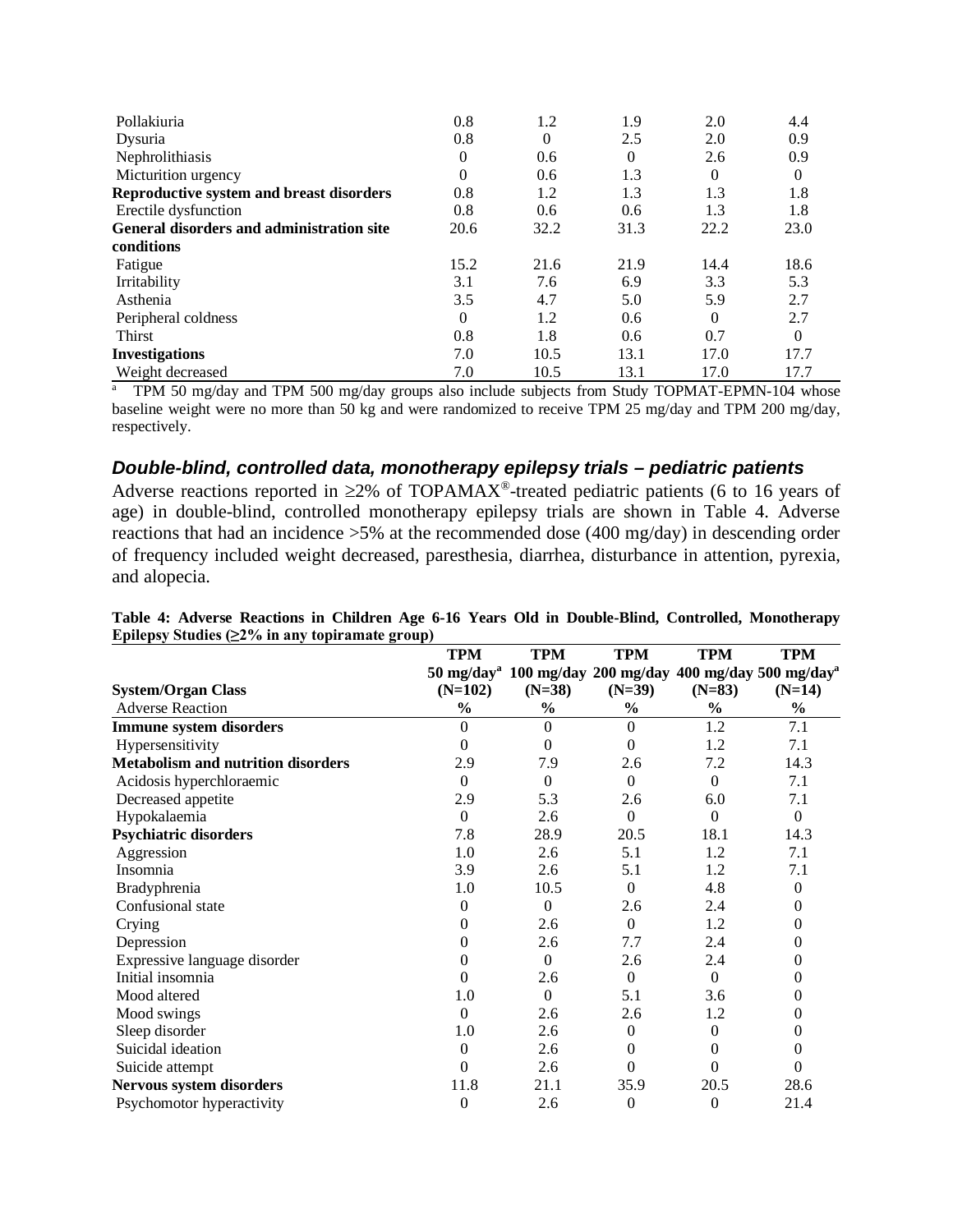| | | | | | |
|---|---|---|---|---|---|
| Pollakiuria | 0.8 | 1.2 | 1.9 | 2.0 | 4.4 |
| Dysuria | 0.8 | 0 | 2.5 | 2.0 | 0.9 |
| Nephrolithiasis | 0 | 0.6 | 0 | 2.6 | 0.9 |
| Micturition urgency | 0 | 0.6 | 1.3 | 0 | 0 |
| **Reproductive system and breast disorders** | 0.8 | 1.2 | 1.3 | 1.3 | 1.8 |
| Erectile dysfunction | 0.8 | 0.6 | 0.6 | 1.3 | 1.8 |
| **General disorders and administration site conditions** | 20.6 | 32.2 | 31.3 | 22.2 | 23.0 |
| Fatigue | 15.2 | 21.6 | 21.9 | 14.4 | 18.6 |
| Irritability | 3.1 | 7.6 | 6.9 | 3.3 | 5.3 |
| Asthenia | 3.5 | 4.7 | 5.0 | 5.9 | 2.7 |
| Peripheral coldness | 0 | 1.2 | 0.6 | 0 | 2.7 |
| Thirst | 0.8 | 1.8 | 0.6 | 0.7 | 0 |
| **Investigations** | 7.0 | 10.5 | 13.1 | 17.0 | 17.7 |
| Weight decreased | 7.0 | 10.5 | 13.1 | 17.0 | 17.7 |

[a] TPM 50 mg/day and TPM 500 mg/day groups also include subjects from Study TOPMAT-EPMN-104 whose baseline weight were no more than 50 kg and were randomized to receive TPM 25 mg/day and TPM 200 mg/day, respectively.

### *Double-blind, controlled data, monotherapy epilepsy trials – pediatric patients*

Adverse reactions reported in ≥2% of TOPAMAX®-treated pediatric patients (6 to 16 years of age) in double-blind, controlled monotherapy epilepsy trials are shown in Table 4. Adverse reactions that had an incidence >5% at the recommended dose (400 mg/day) in descending order of frequency included weight decreased, paresthesia, diarrhea, disturbance in attention, pyrexia, and alopecia.

**Table 4: Adverse Reactions in Children Age 6-16 Years Old in Double-Blind, Controlled, Monotherapy Epilepsy Studies (≥2% in any topiramate group)**

| System/Organ Class<br>Adverse Reaction | TPM<br>50 mg/day[a]<br>(N=102)<br>% | TPM<br>100 mg/day<br>(N=38)<br>% | TPM<br>200 mg/day<br>(N=39)<br>% | TPM<br>400 mg/day<br>(N=83)<br>% | TPM<br>500 mg/day[a]<br>(N=14)<br>% |
|---|---|---|---|---|---|
| **Immune system disorders** | 0 | 0 | 0 | 1.2 | 7.1 |
| Hypersensitivity | 0 | 0 | 0 | 1.2 | 7.1 |
| **Metabolism and nutrition disorders** | 2.9 | 7.9 | 2.6 | 7.2 | 14.3 |
| Acidosis hyperchloraemic | 0 | 0 | 0 | 0 | 7.1 |
| Decreased appetite | 2.9 | 5.3 | 2.6 | 6.0 | 7.1 |
| Hypokalaemia | 0 | 2.6 | 0 | 0 | 0 |
| **Psychiatric disorders** | 7.8 | 28.9 | 20.5 | 18.1 | 14.3 |
| Aggression | 1.0 | 2.6 | 5.1 | 1.2 | 7.1 |
| Insomnia | 3.9 | 2.6 | 5.1 | 1.2 | 7.1 |
| Bradyphrenia | 1.0 | 10.5 | 0 | 4.8 | 0 |
| Confusional state | 0 | 0 | 2.6 | 2.4 | 0 |
| Crying | 0 | 2.6 | 0 | 1.2 | 0 |
| Depression | 0 | 2.6 | 7.7 | 2.4 | 0 |
| Expressive language disorder | 0 | 0 | 2.6 | 2.4 | 0 |
| Initial insomnia | 0 | 2.6 | 0 | 0 | 0 |
| Mood altered | 1.0 | 0 | 5.1 | 3.6 | 0 |
| Mood swings | 0 | 2.6 | 2.6 | 1.2 | 0 |
| Sleep disorder | 1.0 | 2.6 | 0 | 0 | 0 |
| Suicidal ideation | 0 | 2.6 | 0 | 0 | 0 |
| Suicide attempt | 0 | 2.6 | 0 | 0 | 0 |
| **Nervous system disorders** | 11.8 | 21.1 | 35.9 | 20.5 | 28.6 |
| Psychomotor hyperactivity | 0 | 2.6 | 0 | 0 | 21.4 |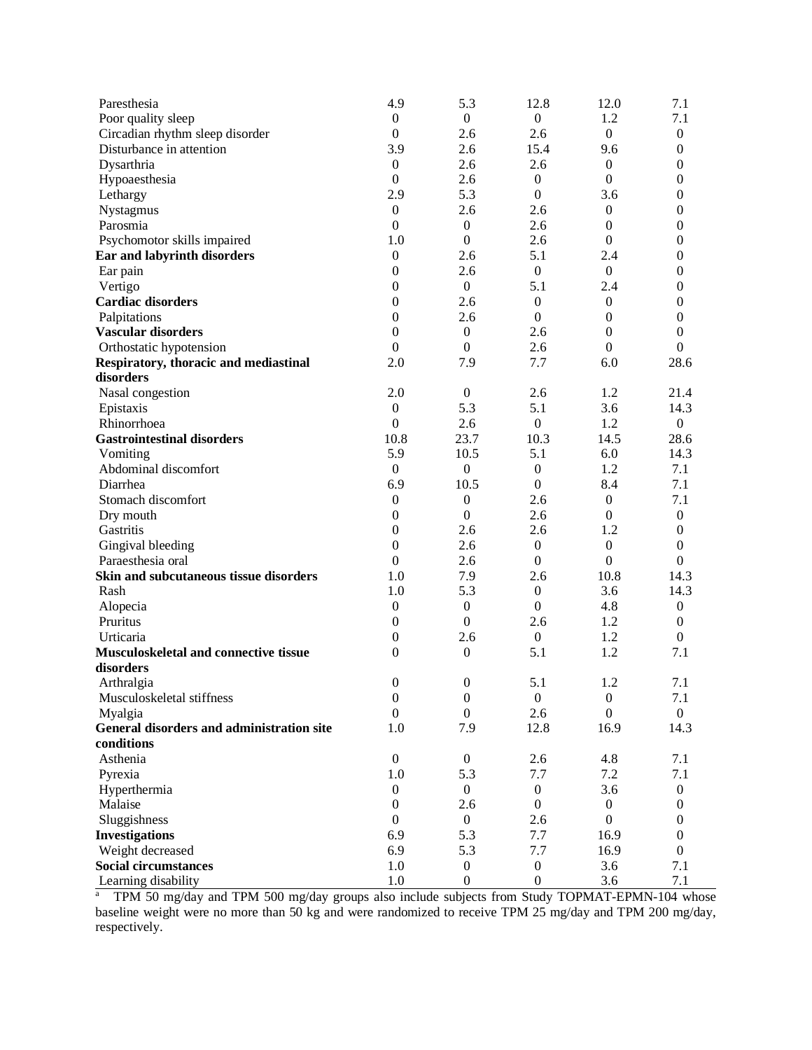| | | | | | |
|---|---|---|---|---|---|
| Paresthesia | 4.9 | 5.3 | 12.8 | 12.0 | 7.1 |
| Poor quality sleep | 0 | 0 | 0 | 1.2 | 7.1 |
| Circadian rhythm sleep disorder | 0 | 2.6 | 2.6 | 0 | 0 |
| Disturbance in attention | 3.9 | 2.6 | 15.4 | 9.6 | 0 |
| Dysarthria | 0 | 2.6 | 2.6 | 0 | 0 |
| Hypoaesthesia | 0 | 2.6 | 0 | 0 | 0 |
| Lethargy | 2.9 | 5.3 | 0 | 3.6 | 0 |
| Nystagmus | 0 | 2.6 | 2.6 | 0 | 0 |
| Parosmia | 0 | 0 | 2.6 | 0 | 0 |
| Psychomotor skills impaired | 1.0 | 0 | 2.6 | 0 | 0 |
| **Ear and labyrinth disorders** | 0 | 2.6 | 5.1 | 2.4 | 0 |
| Ear pain | 0 | 2.6 | 0 | 0 | 0 |
| Vertigo | 0 | 0 | 5.1 | 2.4 | 0 |
| **Cardiac disorders** | 0 | 2.6 | 0 | 0 | 0 |
| Palpitations | 0 | 2.6 | 0 | 0 | 0 |
| **Vascular disorders** | 0 | 0 | 2.6 | 0 | 0 |
| Orthostatic hypotension | 0 | 0 | 2.6 | 0 | 0 |
| **Respiratory, thoracic and mediastinal disorders** | 2.0 | 7.9 | 7.7 | 6.0 | 28.6 |
| Nasal congestion | 2.0 | 0 | 2.6 | 1.2 | 21.4 |
| Epistaxis | 0 | 5.3 | 5.1 | 3.6 | 14.3 |
| Rhinorrhoea | 0 | 2.6 | 0 | 1.2 | 0 |
| **Gastrointestinal disorders** | 10.8 | 23.7 | 10.3 | 14.5 | 28.6 |
| Vomiting | 5.9 | 10.5 | 5.1 | 6.0 | 14.3 |
| Abdominal discomfort | 0 | 0 | 0 | 1.2 | 7.1 |
| Diarrhea | 6.9 | 10.5 | 0 | 8.4 | 7.1 |
| Stomach discomfort | 0 | 0 | 2.6 | 0 | 7.1 |
| Dry mouth | 0 | 0 | 2.6 | 0 | 0 |
| Gastritis | 0 | 2.6 | 2.6 | 1.2 | 0 |
| Gingival bleeding | 0 | 2.6 | 0 | 0 | 0 |
| Paraesthesia oral | 0 | 2.6 | 0 | 0 | 0 |
| **Skin and subcutaneous tissue disorders** | 1.0 | 7.9 | 2.6 | 10.8 | 14.3 |
| Rash | 1.0 | 5.3 | 0 | 3.6 | 14.3 |
| Alopecia | 0 | 0 | 0 | 4.8 | 0 |
| Pruritus | 0 | 0 | 2.6 | 1.2 | 0 |
| Urticaria | 0 | 2.6 | 0 | 1.2 | 0 |
| **Musculoskeletal and connective tissue disorders** | 0 | 0 | 5.1 | 1.2 | 7.1 |
| Arthralgia | 0 | 0 | 5.1 | 1.2 | 7.1 |
| Musculoskeletal stiffness | 0 | 0 | 0 | 0 | 7.1 |
| Myalgia | 0 | 0 | 2.6 | 0 | 0 |
| **General disorders and administration site conditions** | 1.0 | 7.9 | 12.8 | 16.9 | 14.3 |
| Asthenia | 0 | 0 | 2.6 | 4.8 | 7.1 |
| Pyrexia | 1.0 | 5.3 | 7.7 | 7.2 | 7.1 |
| Hyperthermia | 0 | 0 | 0 | 3.6 | 0 |
| Malaise | 0 | 2.6 | 0 | 0 | 0 |
| Sluggishness | 0 | 0 | 2.6 | 0 | 0 |
| **Investigations** | 6.9 | 5.3 | 7.7 | 16.9 | 0 |
| Weight decreased | 6.9 | 5.3 | 7.7 | 16.9 | 0 |
| **Social circumstances** | 1.0 | 0 | 0 | 3.6 | 7.1 |
| Learning disability | 1.0 | 0 | 0 | 3.6 | 7.1 |

[a] TPM 50 mg/day and TPM 500 mg/day groups also include subjects from Study TOPMAT-EPMN-104 whose baseline weight were no more than 50 kg and were randomized to receive TPM 25 mg/day and TPM 200 mg/day, respectively.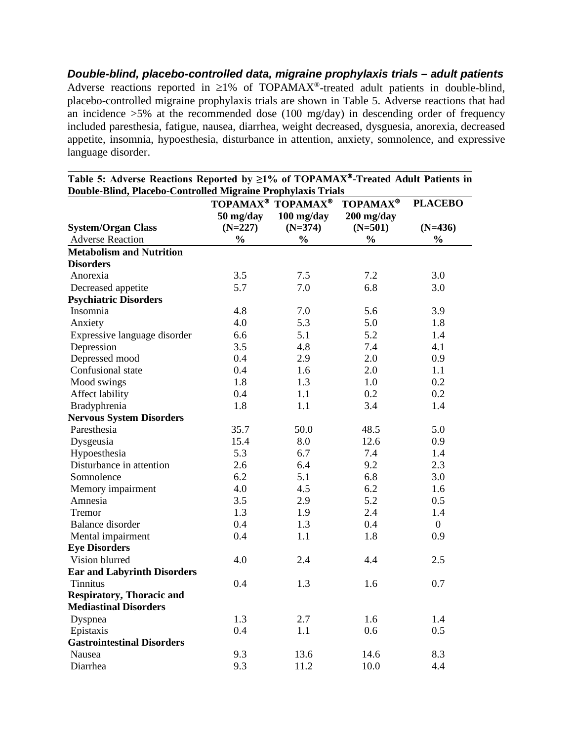***Double-blind, placebo-controlled data, migraine prophylaxis trials – adult patients***

Adverse reactions reported in ≥1% of TOPAMAX®-treated adult patients in double-blind, placebo-controlled migraine prophylaxis trials are shown in Table 5. Adverse reactions that had an incidence >5% at the recommended dose (100 mg/day) in descending order of frequency included paresthesia, fatigue, nausea, diarrhea, weight decreased, dysguesia, anorexia, decreased appetite, insomnia, hypoesthesia, disturbance in attention, anxiety, somnolence, and expressive language disorder.

**Table 5: Adverse Reactions Reported by ≥1% of TOPAMAX®-Treated Adult Patients in Double-Blind, Placebo-Controlled Migraine Prophylaxis Trials**

| System/Organ Class<br>Adverse Reaction | TOPAMAX® 50 mg/day (N=227)<br>% | TOPAMAX® 100 mg/day (N=374)<br>% | TOPAMAX® 200 mg/day (N=501)<br>% | PLACEBO (N=436)<br>% |
|---|---|---|---|---|
| **Metabolism and Nutrition Disorders** | | | | |
| Anorexia | 3.5 | 7.5 | 7.2 | 3.0 |
| Decreased appetite | 5.7 | 7.0 | 6.8 | 3.0 |
| **Psychiatric Disorders** | | | | |
| Insomnia | 4.8 | 7.0 | 5.6 | 3.9 |
| Anxiety | 4.0 | 5.3 | 5.0 | 1.8 |
| Expressive language disorder | 6.6 | 5.1 | 5.2 | 1.4 |
| Depression | 3.5 | 4.8 | 7.4 | 4.1 |
| Depressed mood | 0.4 | 2.9 | 2.0 | 0.9 |
| Confusional state | 0.4 | 1.6 | 2.0 | 1.1 |
| Mood swings | 1.8 | 1.3 | 1.0 | 0.2 |
| Affect lability | 0.4 | 1.1 | 0.2 | 0.2 |
| Bradyphrenia | 1.8 | 1.1 | 3.4 | 1.4 |
| **Nervous System Disorders** | | | | |
| Paresthesia | 35.7 | 50.0 | 48.5 | 5.0 |
| Dysgeusia | 15.4 | 8.0 | 12.6 | 0.9 |
| Hypoesthesia | 5.3 | 6.7 | 7.4 | 1.4 |
| Disturbance in attention | 2.6 | 6.4 | 9.2 | 2.3 |
| Somnolence | 6.2 | 5.1 | 6.8 | 3.0 |
| Memory impairment | 4.0 | 4.5 | 6.2 | 1.6 |
| Amnesia | 3.5 | 2.9 | 5.2 | 0.5 |
| Tremor | 1.3 | 1.9 | 2.4 | 1.4 |
| Balance disorder | 0.4 | 1.3 | 0.4 | 0 |
| Mental impairment | 0.4 | 1.1 | 1.8 | 0.9 |
| **Eye Disorders** | | | | |
| Vision blurred | 4.0 | 2.4 | 4.4 | 2.5 |
| **Ear and Labyrinth Disorders** | | | | |
| Tinnitus | 0.4 | 1.3 | 1.6 | 0.7 |
| **Respiratory, Thoracic and Mediastinal Disorders** | | | | |
| Dyspnea | 1.3 | 2.7 | 1.6 | 1.4 |
| Epistaxis | 0.4 | 1.1 | 0.6 | 0.5 |
| **Gastrointestinal Disorders** | | | | |
| Nausea | 9.3 | 13.6 | 14.6 | 8.3 |
| Diarrhea | 9.3 | 11.2 | 10.0 | 4.4 |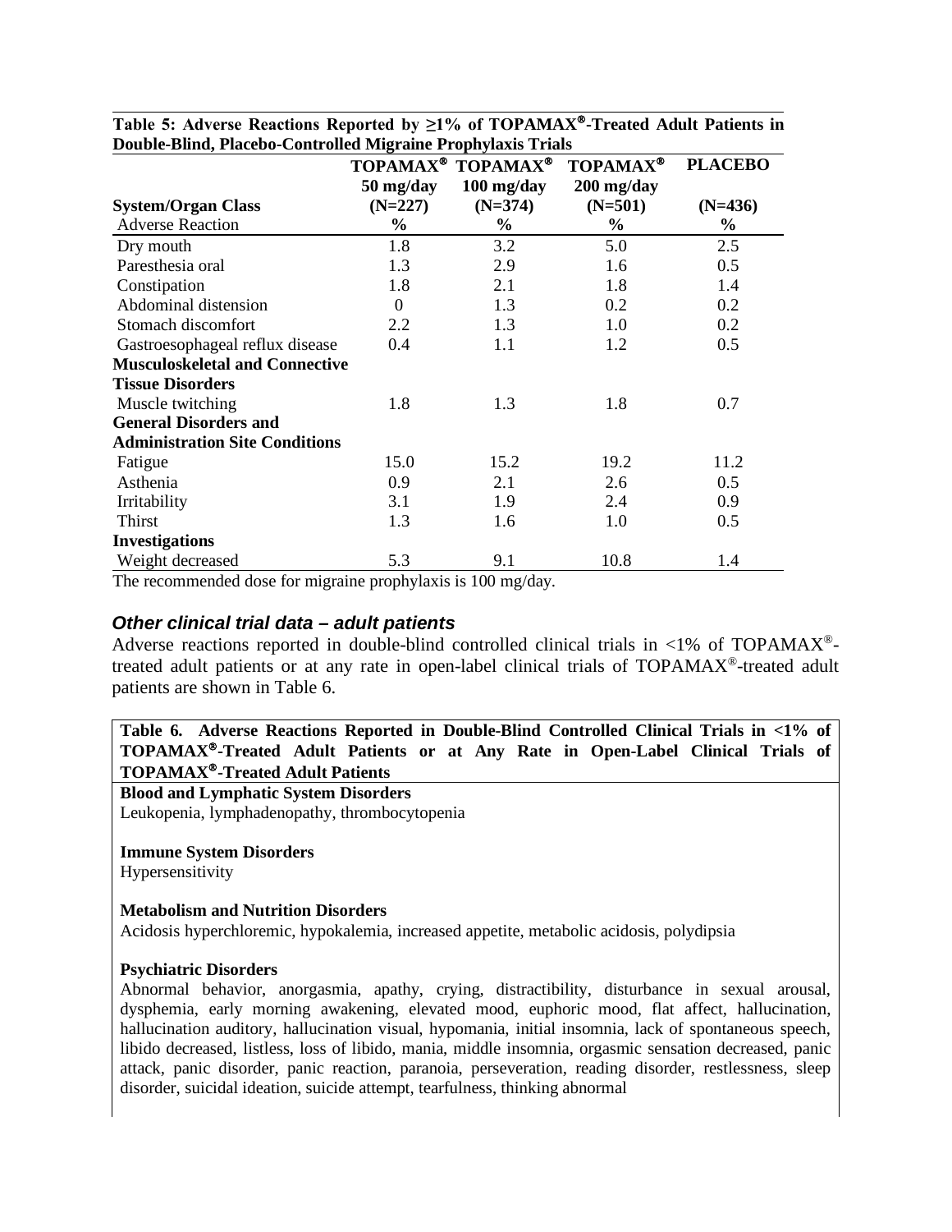**Table 5: Adverse Reactions Reported by ≥1% of TOPAMAX®-Treated Adult Patients in Double-Blind, Placebo-Controlled Migraine Prophylaxis Trials**

| System/Organ Class<br>Adverse Reaction | TOPAMAX® 50 mg/day (N=227)<br>% | TOPAMAX® 100 mg/day (N=374)<br>% | TOPAMAX® 200 mg/day (N=501)<br>% | PLACEBO (N=436)<br>% |
|---|---|---|---|---|
| Dry mouth | 1.8 | 3.2 | 5.0 | 2.5 |
| Paresthesia oral | 1.3 | 2.9 | 1.6 | 0.5 |
| Constipation | 1.8 | 2.1 | 1.8 | 1.4 |
| Abdominal distension | 0 | 1.3 | 0.2 | 0.2 |
| Stomach discomfort | 2.2 | 1.3 | 1.0 | 0.2 |
| Gastroesophageal reflux disease | 0.4 | 1.1 | 1.2 | 0.5 |
| **Musculoskeletal and Connective Tissue Disorders** | | | | |
| Muscle twitching | 1.8 | 1.3 | 1.8 | 0.7 |
| **General Disorders and Administration Site Conditions** | | | | |
| Fatigue | 15.0 | 15.2 | 19.2 | 11.2 |
| Asthenia | 0.9 | 2.1 | 2.6 | 0.5 |
| Irritability | 3.1 | 1.9 | 2.4 | 0.9 |
| Thirst | 1.3 | 1.6 | 1.0 | 0.5 |
| **Investigations** | | | | |
| Weight decreased | 5.3 | 9.1 | 10.8 | 1.4 |

The recommended dose for migraine prophylaxis is 100 mg/day.

### *Other clinical trial data – adult patients*

Adverse reactions reported in double-blind controlled clinical trials in <1% of TOPAMAX®-treated adult patients or at any rate in open-label clinical trials of TOPAMAX®-treated adult patients are shown in Table 6.

**Table 6. Adverse Reactions Reported in Double-Blind Controlled Clinical Trials in <1% of TOPAMAX®-Treated Adult Patients or at Any Rate in Open-Label Clinical Trials of TOPAMAX®-Treated Adult Patients**

**Blood and Lymphatic System Disorders**
Leukopenia, lymphadenopathy, thrombocytopenia

**Immune System Disorders**
Hypersensitivity

**Metabolism and Nutrition Disorders**
Acidosis hyperchloremic, hypokalemia, increased appetite, metabolic acidosis, polydipsia

**Psychiatric Disorders**
Abnormal behavior, anorgasmia, apathy, crying, distractibility, disturbance in sexual arousal, dysphemia, early morning awakening, elevated mood, euphoric mood, flat affect, hallucination, hallucination auditory, hallucination visual, hypomania, initial insomnia, lack of spontaneous speech, libido decreased, listless, loss of libido, mania, middle insomnia, orgasmic sensation decreased, panic attack, panic disorder, panic reaction, paranoia, perseveration, reading disorder, restlessness, sleep disorder, suicidal ideation, suicide attempt, tearfulness, thinking abnormal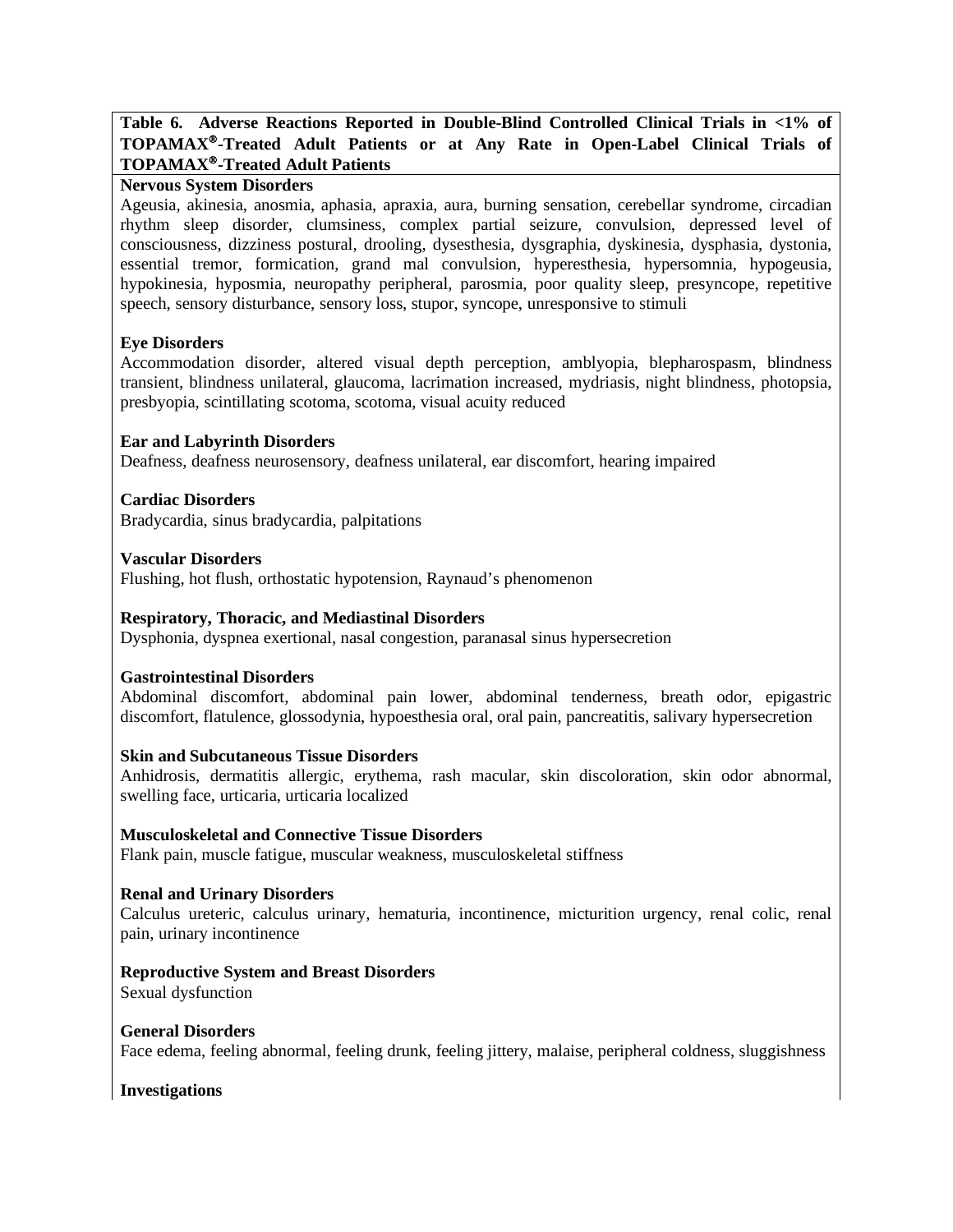**Table 6. Adverse Reactions Reported in Double-Blind Controlled Clinical Trials in <1% of TOPAMAX®-Treated Adult Patients or at Any Rate in Open-Label Clinical Trials of TOPAMAX®-Treated Adult Patients**

**Nervous System Disorders**
Ageusia, akinesia, anosmia, aphasia, apraxia, aura, burning sensation, cerebellar syndrome, circadian rhythm sleep disorder, clumsiness, complex partial seizure, convulsion, depressed level of consciousness, dizziness postural, drooling, dysesthesia, dysgraphia, dyskinesia, dysphasia, dystonia, essential tremor, formication, grand mal convulsion, hyperesthesia, hypersomnia, hypogeusia, hypokinesia, hyposmia, neuropathy peripheral, parosmia, poor quality sleep, presyncope, repetitive speech, sensory disturbance, sensory loss, stupor, syncope, unresponsive to stimuli

**Eye Disorders**
Accommodation disorder, altered visual depth perception, amblyopia, blepharospasm, blindness transient, blindness unilateral, glaucoma, lacrimation increased, mydriasis, night blindness, photopsia, presbyopia, scintillating scotoma, scotoma, visual acuity reduced

**Ear and Labyrinth Disorders**
Deafness, deafness neurosensory, deafness unilateral, ear discomfort, hearing impaired

**Cardiac Disorders**
Bradycardia, sinus bradycardia, palpitations

**Vascular Disorders**
Flushing, hot flush, orthostatic hypotension, Raynaud's phenomenon

**Respiratory, Thoracic, and Mediastinal Disorders**
Dysphonia, dyspnea exertional, nasal congestion, paranasal sinus hypersecretion

**Gastrointestinal Disorders**
Abdominal discomfort, abdominal pain lower, abdominal tenderness, breath odor, epigastric discomfort, flatulence, glossodynia, hypoesthesia oral, oral pain, pancreatitis, salivary hypersecretion

**Skin and Subcutaneous Tissue Disorders**
Anhidrosis, dermatitis allergic, erythema, rash macular, skin discoloration, skin odor abnormal, swelling face, urticaria, urticaria localized

**Musculoskeletal and Connective Tissue Disorders**
Flank pain, muscle fatigue, muscular weakness, musculoskeletal stiffness

**Renal and Urinary Disorders**
Calculus ureteric, calculus urinary, hematuria, incontinence, micturition urgency, renal colic, renal pain, urinary incontinence

**Reproductive System and Breast Disorders**
Sexual dysfunction

**General Disorders**
Face edema, feeling abnormal, feeling drunk, feeling jittery, malaise, peripheral coldness, sluggishness

**Investigations**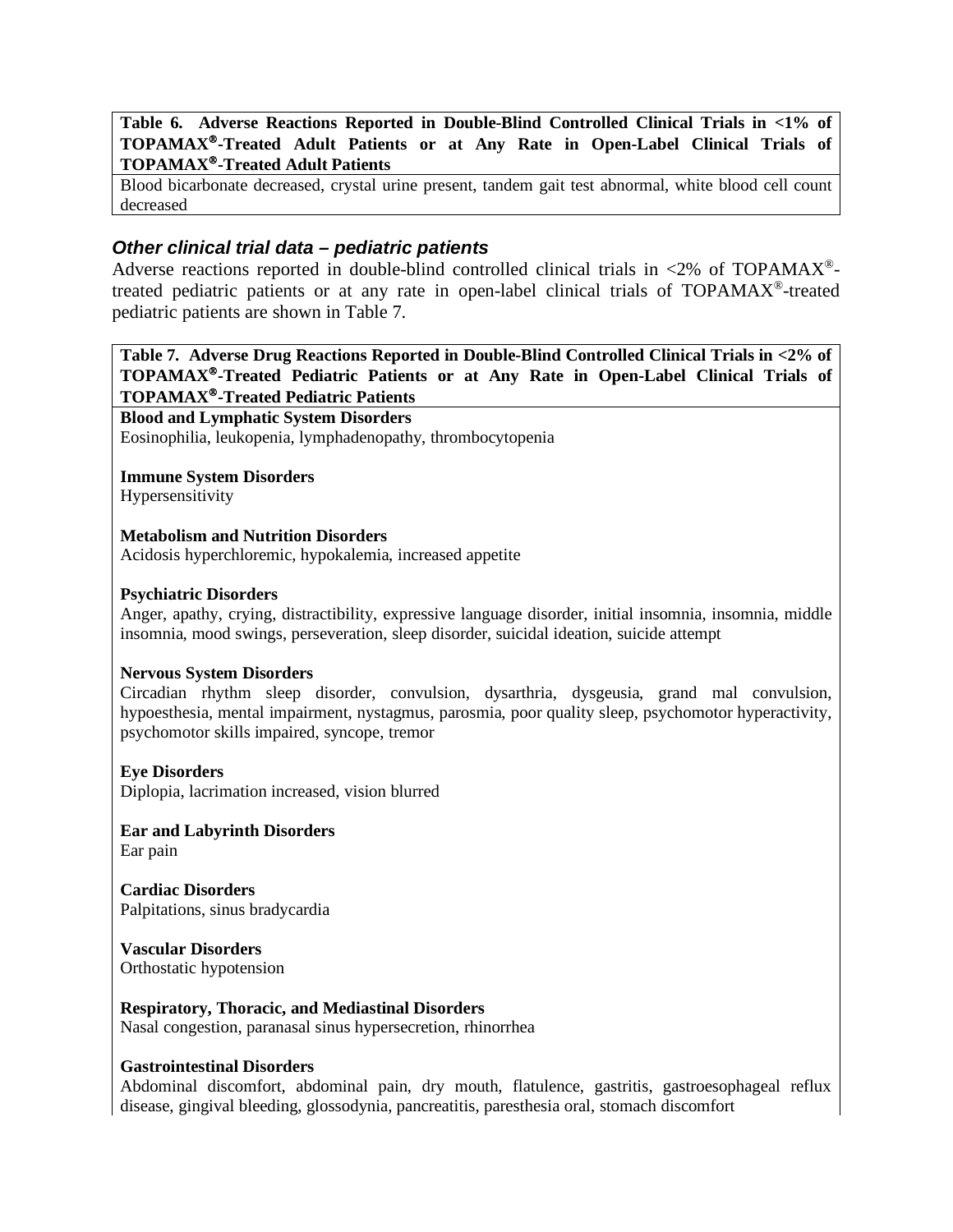| Table 6. Adverse Reactions Reported in Double-Blind Controlled Clinical Trials in <1% of TOPAMAX®-Treated Adult Patients or at Any Rate in Open-Label Clinical Trials of TOPAMAX®-Treated Adult Patients |
| --- |
| Blood bicarbonate decreased, crystal urine present, tandem gait test abnormal, white blood cell count decreased |

### *Other clinical trial data – pediatric patients*

Adverse reactions reported in double-blind controlled clinical trials in <2% of TOPAMAX®-treated pediatric patients or at any rate in open-label clinical trials of TOPAMAX®-treated pediatric patients are shown in Table 7.

| Table 7. Adverse Drug Reactions Reported in Double-Blind Controlled Clinical Trials in <2% of TOPAMAX®-Treated Pediatric Patients or at Any Rate in Open-Label Clinical Trials of TOPAMAX®-Treated Pediatric Patients |
| --- |
| **Blood and Lymphatic System Disorders**<br>Eosinophilia, leukopenia, lymphadenopathy, thrombocytopenia |
| **Immune System Disorders**<br>Hypersensitivity |
| **Metabolism and Nutrition Disorders**<br>Acidosis hyperchloremic, hypokalemia, increased appetite |
| **Psychiatric Disorders**<br>Anger, apathy, crying, distractibility, expressive language disorder, initial insomnia, insomnia, middle insomnia, mood swings, perseveration, sleep disorder, suicidal ideation, suicide attempt |
| **Nervous System Disorders**<br>Circadian rhythm sleep disorder, convulsion, dysarthria, dysgeusia, grand mal convulsion, hypoesthesia, mental impairment, nystagmus, parosmia, poor quality sleep, psychomotor hyperactivity, psychomotor skills impaired, syncope, tremor |
| **Eye Disorders**<br>Diplopia, lacrimation increased, vision blurred |
| **Ear and Labyrinth Disorders**<br>Ear pain |
| **Cardiac Disorders**<br>Palpitations, sinus bradycardia |
| **Vascular Disorders**<br>Orthostatic hypotension |
| **Respiratory, Thoracic, and Mediastinal Disorders**<br>Nasal congestion, paranasal sinus hypersecretion, rhinorrhea |
| **Gastrointestinal Disorders**<br>Abdominal discomfort, abdominal pain, dry mouth, flatulence, gastritis, gastroesophageal reflux disease, gingival bleeding, glossodynia, pancreatitis, paresthesia oral, stomach discomfort |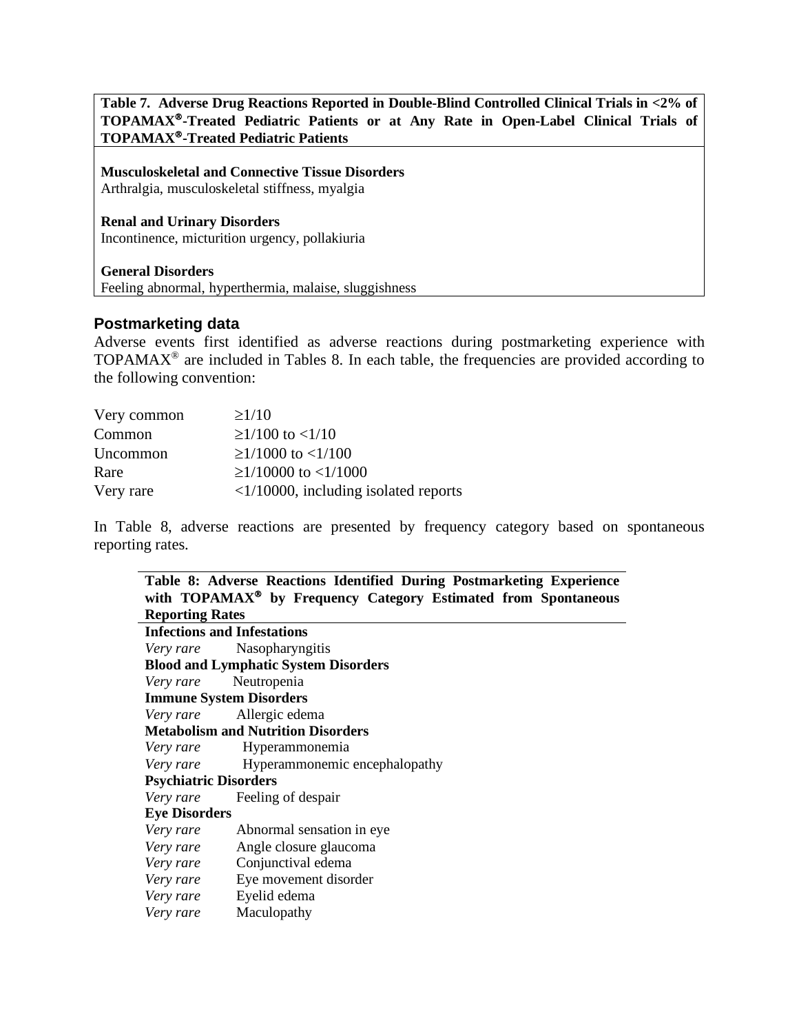| Table 7. Adverse Drug Reactions Reported in Double-Blind Controlled Clinical Trials in <2% of TOPAMAX®-Treated Pediatric Patients or at Any Rate in Open-Label Clinical Trials of TOPAMAX®-Treated Pediatric Patients |
| --- |
| **Musculoskeletal and Connective Tissue Disorders**<br>Arthralgia, musculoskeletal stiffness, myalgia |
| **Renal and Urinary Disorders**<br>Incontinence, micturition urgency, pollakiuria |
| **General Disorders**<br>Feeling abnormal, hyperthermia, malaise, sluggishness |

### Postmarketing data

Adverse events first identified as adverse reactions during postmarketing experience with TOPAMAX® are included in Tables 8. In each table, the frequencies are provided according to the following convention:

| | |
| --- | --- |
| Very common | ≥1/10 |
| Common | ≥1/100 to <1/10 |
| Uncommon | ≥1/1000 to <1/100 |
| Rare | ≥1/10000 to <1/1000 |
| Very rare | <1/10000, including isolated reports |

In Table 8, adverse reactions are presented by frequency category based on spontaneous reporting rates.

| Table 8: Adverse Reactions Identified During Postmarketing Experience with TOPAMAX® by Frequency Category Estimated from Spontaneous Reporting Rates | |
| --- | --- |
| **Infections and Infestations** | |
| *Very rare* | Nasopharyngitis |
| **Blood and Lymphatic System Disorders** | |
| *Very rare* | Neutropenia |
| **Immune System Disorders** | |
| *Very rare* | Allergic edema |
| **Metabolism and Nutrition Disorders** | |
| *Very rare* | Hyperammonemia |
| *Very rare* | Hyperammonemic encephalopathy |
| **Psychiatric Disorders** | |
| *Very rare* | Feeling of despair |
| **Eye Disorders** | |
| *Very rare* | Abnormal sensation in eye |
| *Very rare* | Angle closure glaucoma |
| *Very rare* | Conjunctival edema |
| *Very rare* | Eye movement disorder |
| *Very rare* | Eyelid edema |
| *Very rare* | Maculopathy |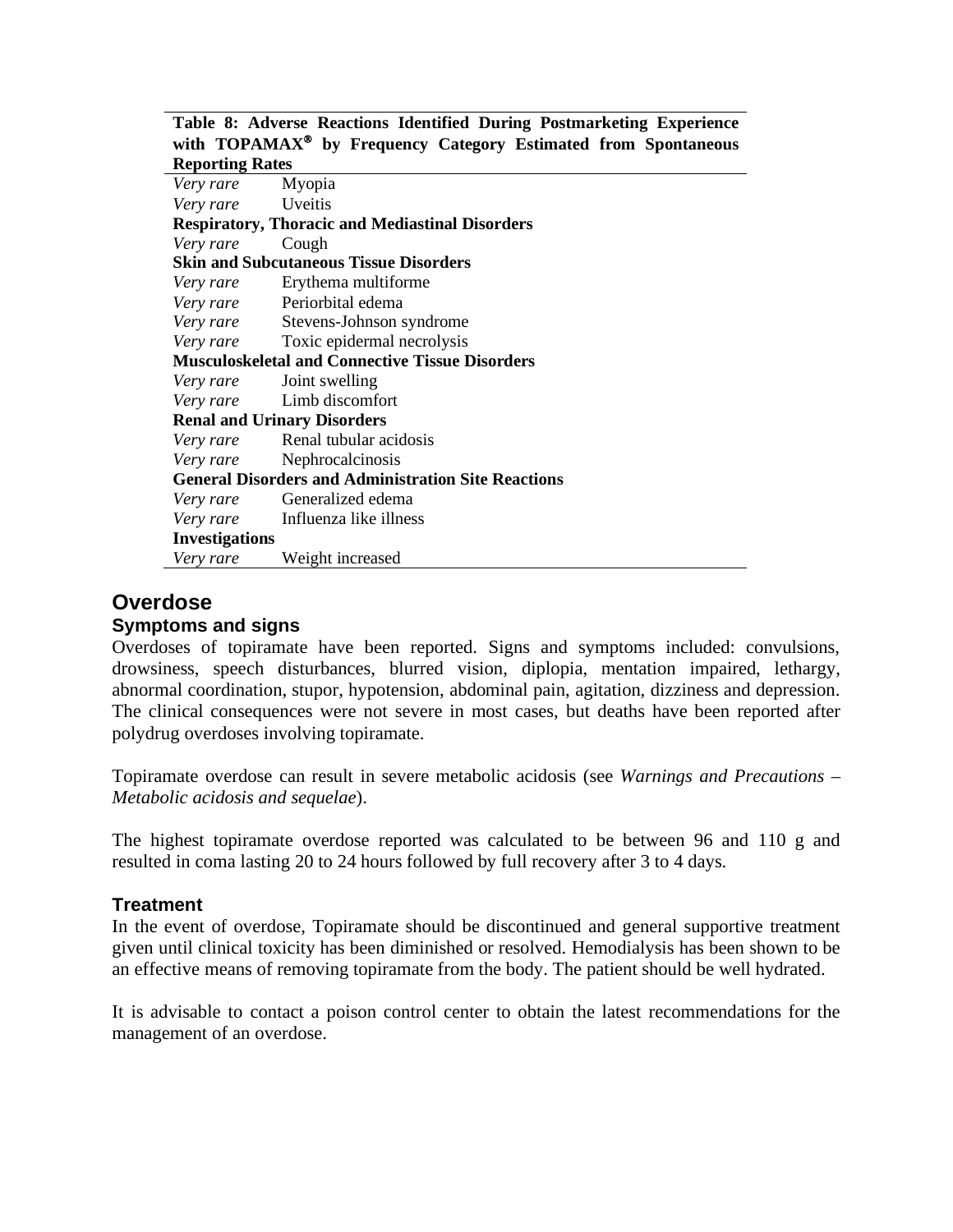**Table 8: Adverse Reactions Identified During Postmarketing Experience with TOPAMAX® by Frequency Category Estimated from Spontaneous Reporting Rates**

| | |
|---|---|
| *Very rare* | Myopia |
| *Very rare* | Uveitis |
| **Respiratory, Thoracic and Mediastinal Disorders** | |
| *Very rare* | Cough |
| **Skin and Subcutaneous Tissue Disorders** | |
| *Very rare* | Erythema multiforme |
| *Very rare* | Periorbital edema |
| *Very rare* | Stevens-Johnson syndrome |
| *Very rare* | Toxic epidermal necrolysis |
| **Musculoskeletal and Connective Tissue Disorders** | |
| *Very rare* | Joint swelling |
| *Very rare* | Limb discomfort |
| **Renal and Urinary Disorders** | |
| *Very rare* | Renal tubular acidosis |
| *Very rare* | Nephrocalcinosis |
| **General Disorders and Administration Site Reactions** | |
| *Very rare* | Generalized edema |
| *Very rare* | Influenza like illness |
| **Investigations** | |
| *Very rare* | Weight increased |

## Overdose

### Symptoms and signs

Overdoses of topiramate have been reported. Signs and symptoms included: convulsions, drowsiness, speech disturbances, blurred vision, diplopia, mentation impaired, lethargy, abnormal coordination, stupor, hypotension, abdominal pain, agitation, dizziness and depression. The clinical consequences were not severe in most cases, but deaths have been reported after polydrug overdoses involving topiramate.

Topiramate overdose can result in severe metabolic acidosis (see *Warnings and Precautions – Metabolic acidosis and sequelae*).

The highest topiramate overdose reported was calculated to be between 96 and 110 g and resulted in coma lasting 20 to 24 hours followed by full recovery after 3 to 4 days.

### Treatment

In the event of overdose, Topiramate should be discontinued and general supportive treatment given until clinical toxicity has been diminished or resolved. Hemodialysis has been shown to be an effective means of removing topiramate from the body. The patient should be well hydrated.

It is advisable to contact a poison control center to obtain the latest recommendations for the management of an overdose.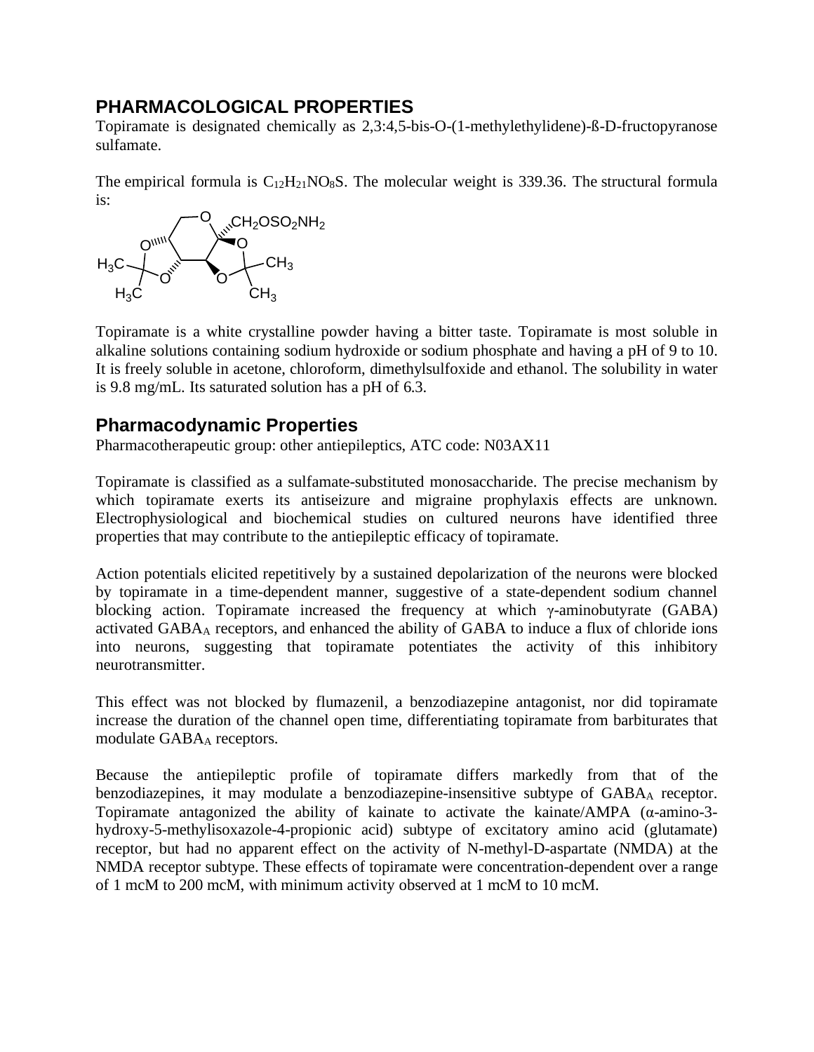## PHARMACOLOGICAL PROPERTIES

Topiramate is designated chemically as 2,3:4,5-bis-O-(1-methylethylidene)-ß-D-fructopyranose sulfamate.

The empirical formula is $C_{12}H_{21}NO_8S$. The molecular weight is 339.36. The structural formula is:

Topiramate is a white crystalline powder having a bitter taste. Topiramate is most soluble in alkaline solutions containing sodium hydroxide or sodium phosphate and having a pH of 9 to 10. It is freely soluble in acetone, chloroform, dimethylsulfoxide and ethanol. The solubility in water is 9.8 mg/mL. Its saturated solution has a pH of 6.3.

## Pharmacodynamic Properties

Pharmacotherapeutic group: other antiepileptics, ATC code: N03AX11

Topiramate is classified as a sulfamate-substituted monosaccharide. The precise mechanism by which topiramate exerts its antiseizure and migraine prophylaxis effects are unknown. Electrophysiological and biochemical studies on cultured neurons have identified three properties that may contribute to the antiepileptic efficacy of topiramate.

Action potentials elicited repetitively by a sustained depolarization of the neurons were blocked by topiramate in a time-dependent manner, suggestive of a state-dependent sodium channel blocking action. Topiramate increased the frequency at which γ-aminobutyrate (GABA) activated $GABA_A$ receptors, and enhanced the ability of GABA to induce a flux of chloride ions into neurons, suggesting that topiramate potentiates the activity of this inhibitory neurotransmitter.

This effect was not blocked by flumazenil, a benzodiazepine antagonist, nor did topiramate increase the duration of the channel open time, differentiating topiramate from barbiturates that modulate $GABA_A$ receptors.

Because the antiepileptic profile of topiramate differs markedly from that of the benzodiazepines, it may modulate a benzodiazepine-insensitive subtype of $GABA_A$ receptor. Topiramate antagonized the ability of kainate to activate the kainate/AMPA (α-amino-3-hydroxy-5-methylisoxazole-4-propionic acid) subtype of excitatory amino acid (glutamate) receptor, but had no apparent effect on the activity of N-methyl-D-aspartate (NMDA) at the NMDA receptor subtype. These effects of topiramate were concentration-dependent over a range of 1 mcM to 200 mcM, with minimum activity observed at 1 mcM to 10 mcM.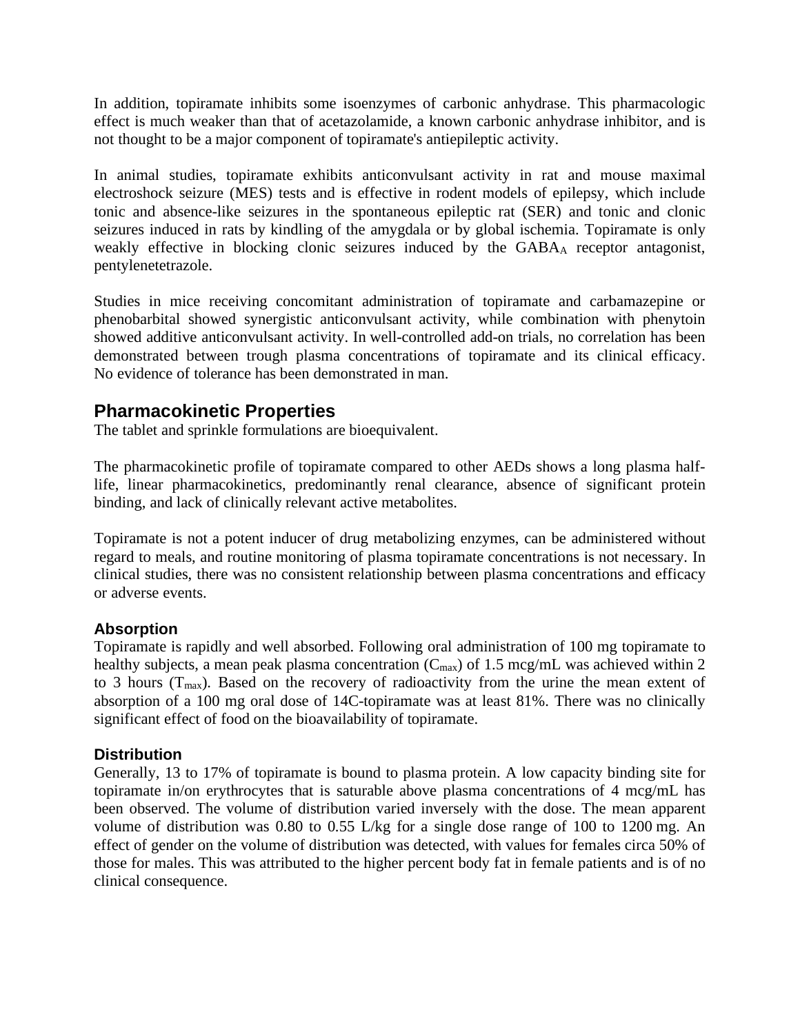In addition, topiramate inhibits some isoenzymes of carbonic anhydrase. This pharmacologic effect is much weaker than that of acetazolamide, a known carbonic anhydrase inhibitor, and is not thought to be a major component of topiramate's antiepileptic activity.

In animal studies, topiramate exhibits anticonvulsant activity in rat and mouse maximal electroshock seizure (MES) tests and is effective in rodent models of epilepsy, which include tonic and absence-like seizures in the spontaneous epileptic rat (SER) and tonic and clonic seizures induced in rats by kindling of the amygdala or by global ischemia. Topiramate is only weakly effective in blocking clonic seizures induced by the $GABA_A$ receptor antagonist, pentylenetetrazole.

Studies in mice receiving concomitant administration of topiramate and carbamazepine or phenobarbital showed synergistic anticonvulsant activity, while combination with phenytoin showed additive anticonvulsant activity. In well-controlled add-on trials, no correlation has been demonstrated between trough plasma concentrations of topiramate and its clinical efficacy. No evidence of tolerance has been demonstrated in man.

## Pharmacokinetic Properties

The tablet and sprinkle formulations are bioequivalent.

The pharmacokinetic profile of topiramate compared to other AEDs shows a long plasma half-life, linear pharmacokinetics, predominantly renal clearance, absence of significant protein binding, and lack of clinically relevant active metabolites.

Topiramate is not a potent inducer of drug metabolizing enzymes, can be administered without regard to meals, and routine monitoring of plasma topiramate concentrations is not necessary. In clinical studies, there was no consistent relationship between plasma concentrations and efficacy or adverse events.

### Absorption

Topiramate is rapidly and well absorbed. Following oral administration of 100 mg topiramate to healthy subjects, a mean peak plasma concentration ($C_{max}$) of 1.5 mcg/mL was achieved within 2 to 3 hours ($T_{max}$). Based on the recovery of radioactivity from the urine the mean extent of absorption of a 100 mg oral dose of 14C-topiramate was at least 81%. There was no clinically significant effect of food on the bioavailability of topiramate.

### Distribution

Generally, 13 to 17% of topiramate is bound to plasma protein. A low capacity binding site for topiramate in/on erythrocytes that is saturable above plasma concentrations of 4 mcg/mL has been observed. The volume of distribution varied inversely with the dose. The mean apparent volume of distribution was 0.80 to 0.55 L/kg for a single dose range of 100 to 1200 mg. An effect of gender on the volume of distribution was detected, with values for females circa 50% of those for males. This was attributed to the higher percent body fat in female patients and is of no clinical consequence.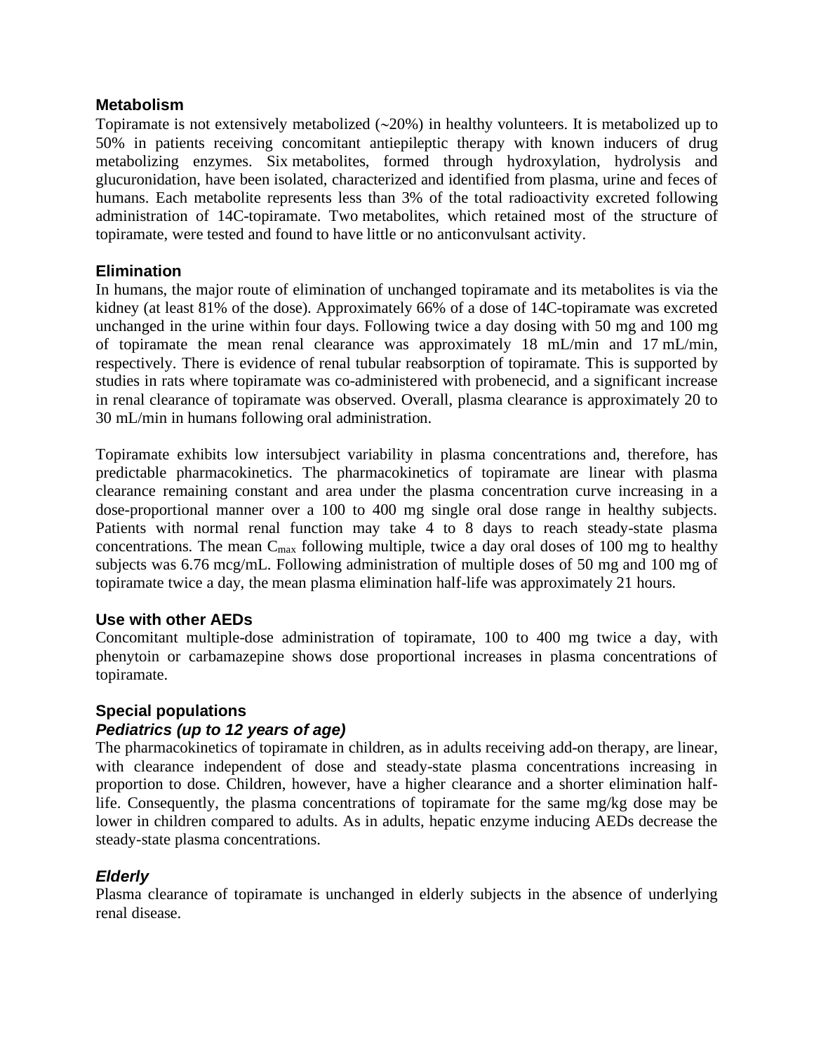### Metabolism

Topiramate is not extensively metabolized (~20%) in healthy volunteers. It is metabolized up to 50% in patients receiving concomitant antiepileptic therapy with known inducers of drug metabolizing enzymes. Six metabolites, formed through hydroxylation, hydrolysis and glucuronidation, have been isolated, characterized and identified from plasma, urine and feces of humans. Each metabolite represents less than 3% of the total radioactivity excreted following administration of 14C-topiramate. Two metabolites, which retained most of the structure of topiramate, were tested and found to have little or no anticonvulsant activity.

### Elimination

In humans, the major route of elimination of unchanged topiramate and its metabolites is via the kidney (at least 81% of the dose). Approximately 66% of a dose of 14C-topiramate was excreted unchanged in the urine within four days. Following twice a day dosing with 50 mg and 100 mg of topiramate the mean renal clearance was approximately 18 mL/min and 17 mL/min, respectively. There is evidence of renal tubular reabsorption of topiramate. This is supported by studies in rats where topiramate was co-administered with probenecid, and a significant increase in renal clearance of topiramate was observed. Overall, plasma clearance is approximately 20 to 30 mL/min in humans following oral administration.

Topiramate exhibits low intersubject variability in plasma concentrations and, therefore, has predictable pharmacokinetics. The pharmacokinetics of topiramate are linear with plasma clearance remaining constant and area under the plasma concentration curve increasing in a dose-proportional manner over a 100 to 400 mg single oral dose range in healthy subjects. Patients with normal renal function may take 4 to 8 days to reach steady-state plasma concentrations. The mean $C_{max}$ following multiple, twice a day oral doses of 100 mg to healthy subjects was 6.76 mcg/mL. Following administration of multiple doses of 50 mg and 100 mg of topiramate twice a day, the mean plasma elimination half-life was approximately 21 hours.

### Use with other AEDs

Concomitant multiple-dose administration of topiramate, 100 to 400 mg twice a day, with phenytoin or carbamazepine shows dose proportional increases in plasma concentrations of topiramate.

### Special populations

#### *Pediatrics (up to 12 years of age)*

The pharmacokinetics of topiramate in children, as in adults receiving add-on therapy, are linear, with clearance independent of dose and steady-state plasma concentrations increasing in proportion to dose. Children, however, have a higher clearance and a shorter elimination half-life. Consequently, the plasma concentrations of topiramate for the same mg/kg dose may be lower in children compared to adults. As in adults, hepatic enzyme inducing AEDs decrease the steady-state plasma concentrations.

#### *Elderly*

Plasma clearance of topiramate is unchanged in elderly subjects in the absence of underlying renal disease.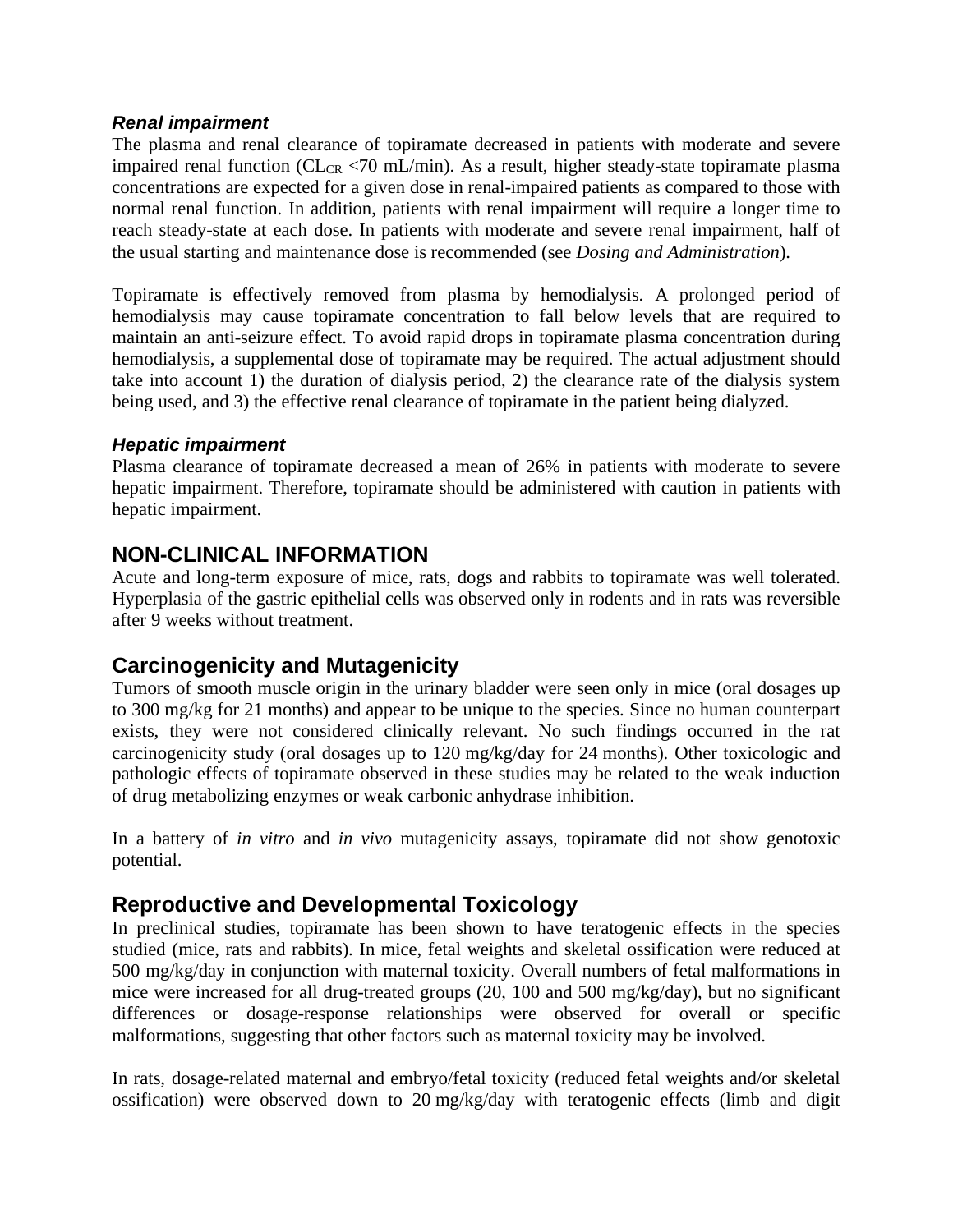### *Renal impairment*

The plasma and renal clearance of topiramate decreased in patients with moderate and severe impaired renal function ($CL_{CR}$ <70 mL/min). As a result, higher steady-state topiramate plasma concentrations are expected for a given dose in renal-impaired patients as compared to those with normal renal function. In addition, patients with renal impairment will require a longer time to reach steady-state at each dose. In patients with moderate and severe renal impairment, half of the usual starting and maintenance dose is recommended (see *Dosing and Administration*).

Topiramate is effectively removed from plasma by hemodialysis. A prolonged period of hemodialysis may cause topiramate concentration to fall below levels that are required to maintain an anti-seizure effect. To avoid rapid drops in topiramate plasma concentration during hemodialysis, a supplemental dose of topiramate may be required. The actual adjustment should take into account 1) the duration of dialysis period, 2) the clearance rate of the dialysis system being used, and 3) the effective renal clearance of topiramate in the patient being dialyzed.

### *Hepatic impairment*

Plasma clearance of topiramate decreased a mean of 26% in patients with moderate to severe hepatic impairment. Therefore, topiramate should be administered with caution in patients with hepatic impairment.

## NON-CLINICAL INFORMATION

Acute and long-term exposure of mice, rats, dogs and rabbits to topiramate was well tolerated. Hyperplasia of the gastric epithelial cells was observed only in rodents and in rats was reversible after 9 weeks without treatment.

## Carcinogenicity and Mutagenicity

Tumors of smooth muscle origin in the urinary bladder were seen only in mice (oral dosages up to 300 mg/kg for 21 months) and appear to be unique to the species. Since no human counterpart exists, they were not considered clinically relevant. No such findings occurred in the rat carcinogenicity study (oral dosages up to 120 mg/kg/day for 24 months). Other toxicologic and pathologic effects of topiramate observed in these studies may be related to the weak induction of drug metabolizing enzymes or weak carbonic anhydrase inhibition.

In a battery of *in vitro* and *in vivo* mutagenicity assays, topiramate did not show genotoxic potential.

## Reproductive and Developmental Toxicology

In preclinical studies, topiramate has been shown to have teratogenic effects in the species studied (mice, rats and rabbits). In mice, fetal weights and skeletal ossification were reduced at 500 mg/kg/day in conjunction with maternal toxicity. Overall numbers of fetal malformations in mice were increased for all drug-treated groups (20, 100 and 500 mg/kg/day), but no significant differences or dosage-response relationships were observed for overall or specific malformations, suggesting that other factors such as maternal toxicity may be involved.

In rats, dosage-related maternal and embryo/fetal toxicity (reduced fetal weights and/or skeletal ossification) were observed down to 20 mg/kg/day with teratogenic effects (limb and digit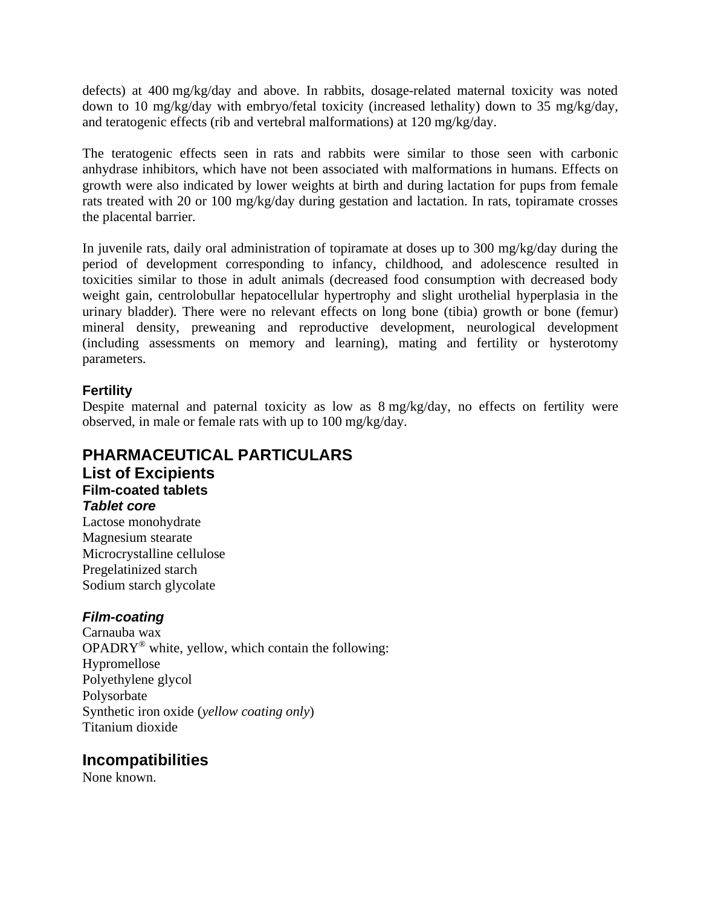defects) at 400 mg/kg/day and above. In rabbits, dosage-related maternal toxicity was noted down to 10 mg/kg/day with embryo/fetal toxicity (increased lethality) down to 35 mg/kg/day, and teratogenic effects (rib and vertebral malformations) at 120 mg/kg/day.

The teratogenic effects seen in rats and rabbits were similar to those seen with carbonic anhydrase inhibitors, which have not been associated with malformations in humans. Effects on growth were also indicated by lower weights at birth and during lactation for pups from female rats treated with 20 or 100 mg/kg/day during gestation and lactation. In rats, topiramate crosses the placental barrier.

In juvenile rats, daily oral administration of topiramate at doses up to 300 mg/kg/day during the period of development corresponding to infancy, childhood, and adolescence resulted in toxicities similar to those in adult animals (decreased food consumption with decreased body weight gain, centrolobullar hepatocellular hypertrophy and slight urothelial hyperplasia in the urinary bladder). There were no relevant effects on long bone (tibia) growth or bone (femur) mineral density, preweaning and reproductive development, neurological development (including assessments on memory and learning), mating and fertility or hysterotomy parameters.

### Fertility

Despite maternal and paternal toxicity as low as 8 mg/kg/day, no effects on fertility were observed, in male or female rats with up to 100 mg/kg/day.

# PHARMACEUTICAL PARTICULARS

## List of Excipients

### Film-coated tablets

#### *Tablet core*

Lactose monohydrate
Magnesium stearate
Microcrystalline cellulose
Pregelatinized starch
Sodium starch glycolate

#### *Film-coating*

Carnauba wax
OPADRY® white, yellow, which contain the following:
Hypromellose
Polyethylene glycol
Polysorbate
Synthetic iron oxide (*yellow coating only*)
Titanium dioxide

## Incompatibilities

None known.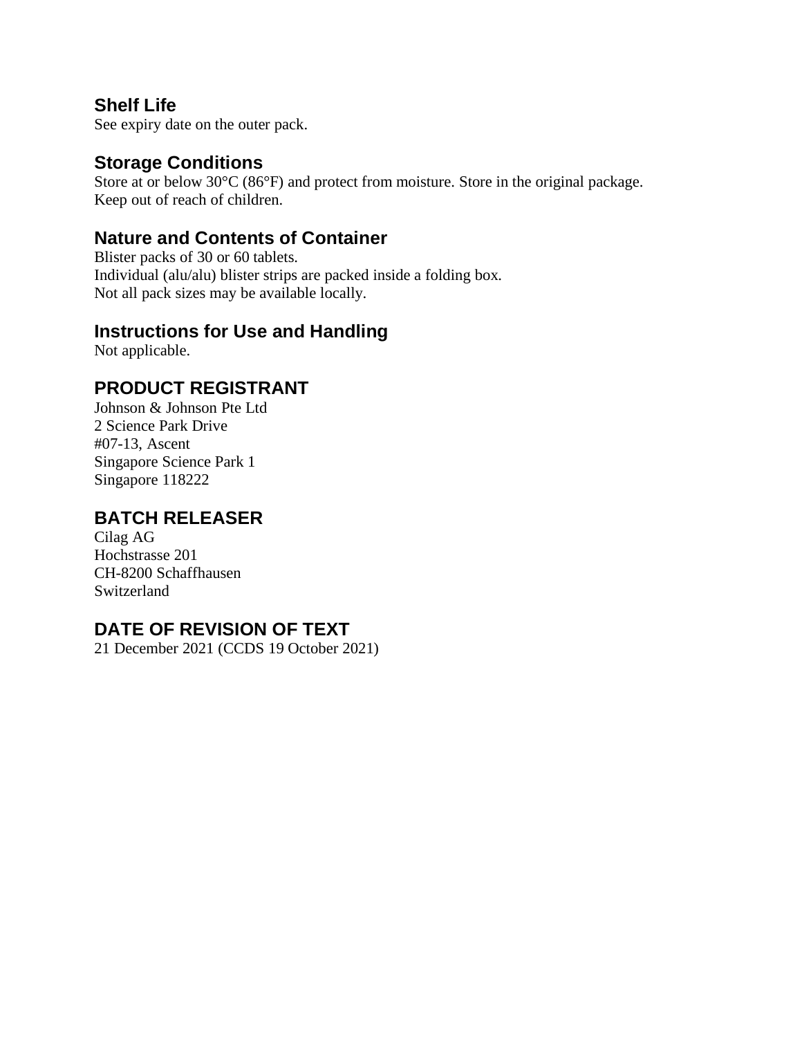### Shelf Life

See expiry date on the outer pack.

### Storage Conditions

Store at or below 30°C (86°F) and protect from moisture. Store in the original package.
Keep out of reach of children.

### Nature and Contents of Container

Blister packs of 30 or 60 tablets.
Individual (alu/alu) blister strips are packed inside a folding box.
Not all pack sizes may be available locally.

### Instructions for Use and Handling

Not applicable.

## PRODUCT REGISTRANT

Johnson & Johnson Pte Ltd
2 Science Park Drive
#07-13, Ascent
Singapore Science Park 1
Singapore 118222

## BATCH RELEASER

Cilag AG
Hochstrasse 201
CH-8200 Schaffhausen
Switzerland

## DATE OF REVISION OF TEXT

21 December 2021 (CCDS 19 October 2021)